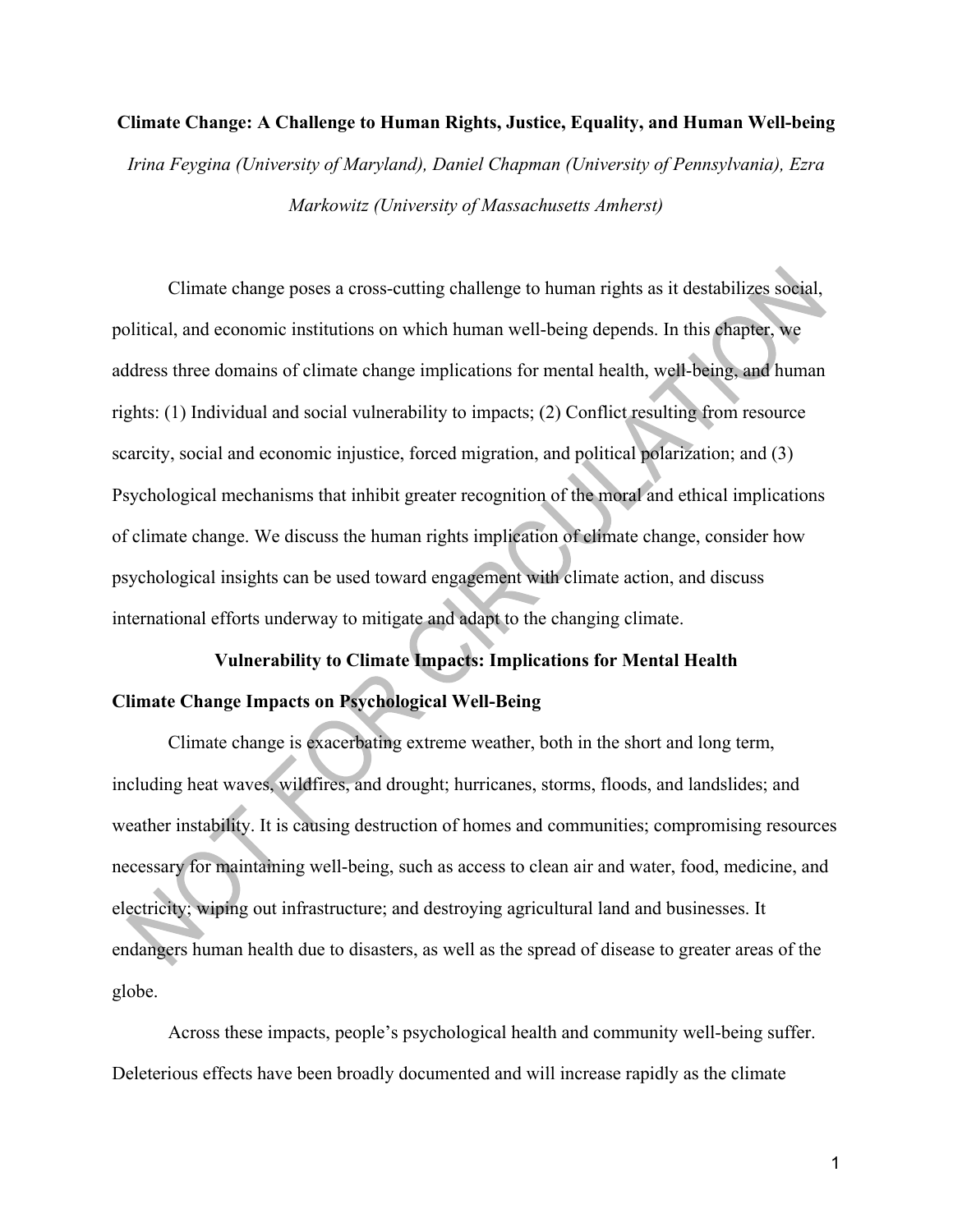# Climate Change: A Challenge to Human Rights, Justice, Equality, and Human Well-being

*Irina Feygina (University of Maryland), Daniel Chapman (University of Pennsylvania), Ezra Markowitz (University of Massachusetts Amherst)*

Climate change poses a cross-cutting challenge to human rights as it destabilizes social, political, and economic institutions on which human well-being depends. In this chapter, we address three domains of climate change implications for mental health, well-being, and human rights: (1) Individual and social vulnerability to impacts; (2) Conflict resulting from resource scarcity, social and economic injustice, forced migration, and political polarization; and (3) Psychological mechanisms that inhibit greater recognition of the moral and ethical implications of climate change. We discuss the human rights implication of climate change, consider how psychological insights can be used toward engagement with climate action, and discuss international efforts underway to mitigate and adapt to the changing climate.

## Vulnerability to Climate Impacts: Implications for Mental Health

### Climate Change Impacts on Psychological Well-Being

Climate change is exacerbating extreme weather, both in the short and long term, including heat waves, wildfires, and drought; hurricanes, storms, floods, and landslides; and weather instability. It is causing destruction of homes and communities; compromising resources necessary for maintaining well-being, such as access to clean air and water, food, medicine, and electricity; wiping out infrastructure; and destroying agricultural land and businesses. It endangers human health due to disasters, as well as the spread of disease to greater areas of the globe.

Across these impacts, people's psychological health and community well-being suffer. Deleterious effects have been broadly documented and will increase rapidly as the climate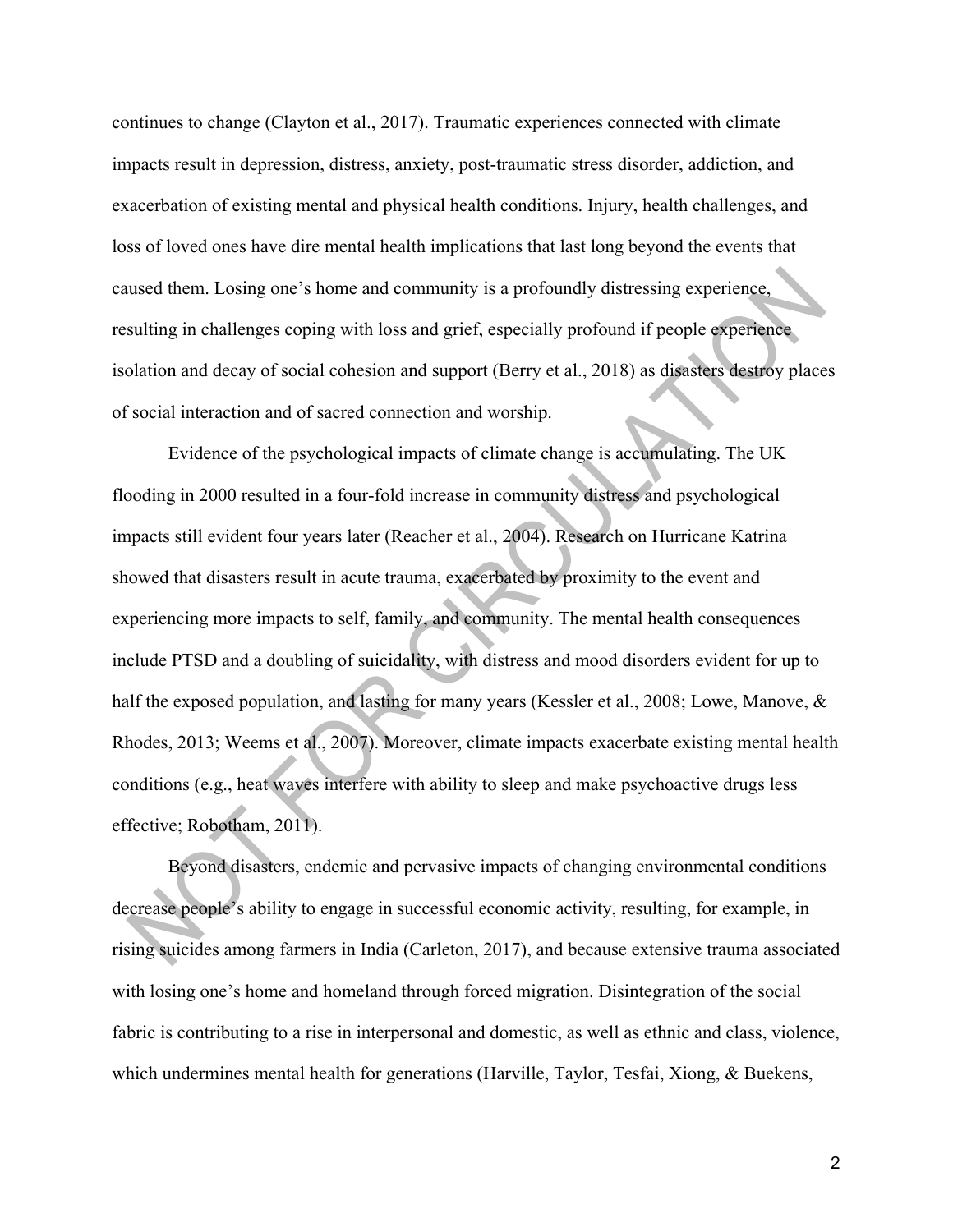continues to change (Clayton et al., 2017). Traumatic experiences connected with climate impacts result in depression, distress, anxiety, post-traumatic stress disorder, addiction, and exacerbation of existing mental and physical health conditions. Injury, health challenges, and loss of loved ones have dire mental health implications that last long beyond the events that caused them. Losing one's home and community is a profoundly distressing experience, resulting in challenges coping with loss and grief, especially profound if people experience isolation and decay of social cohesion and support (Berry et al., 2018) as disasters destroy places of social interaction and of sacred connection and worship.

Evidence of the psychological impacts of climate change is accumulating. The UK flooding in 2000 resulted in a four-fold increase in community distress and psychological impacts still evident four years later (Reacher et al., 2004). Research on Hurricane Katrina showed that disasters result in acute trauma, exacerbated by proximity to the event and experiencing more impacts to self, family, and community. The mental health consequences include PTSD and a doubling of suicidality, with distress and mood disorders evident for up to half the exposed population, and lasting for many years (Kessler et al., 2008; Lowe, Manove, & Rhodes, 2013; Weems et al., 2007). Moreover, climate impacts exacerbate existing mental health conditions (e.g., heat waves interfere with ability to sleep and make psychoactive drugs less effective; Robotham, 2011).

Beyond disasters, endemic and pervasive impacts of changing environmental conditions decrease people's ability to engage in successful economic activity, resulting, for example, in rising suicides among farmers in India (Carleton, 2017), and because extensive trauma associated with losing one's home and homeland through forced migration. Disintegration of the social fabric is contributing to a rise in interpersonal and domestic, as well as ethnic and class, violence, which undermines mental health for generations (Harville, Taylor, Tesfai, Xiong, & Buekens,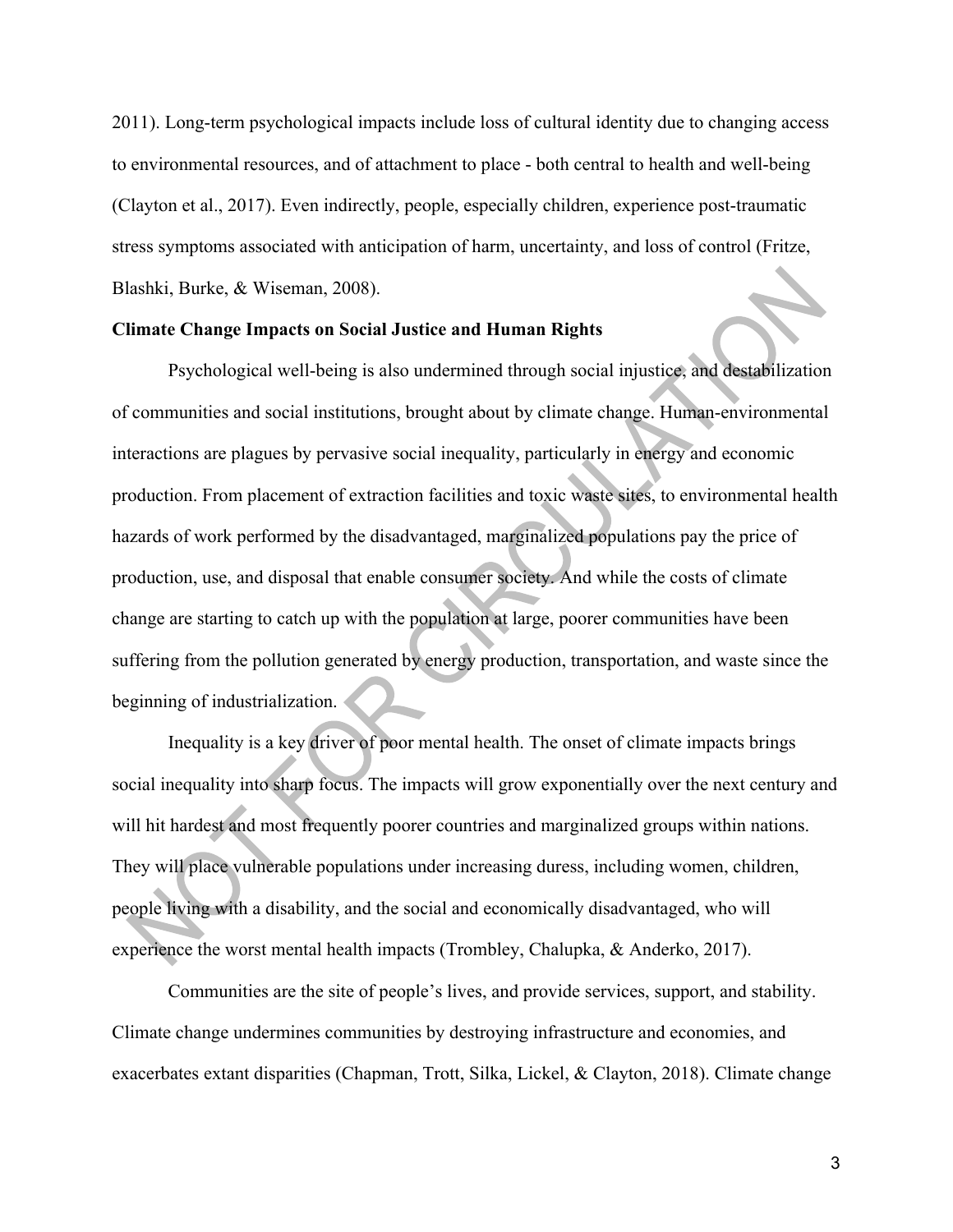2011). Long-term psychological impacts include loss of cultural identity due to changing access to environmental resources, and of attachment to place - both central to health and well-being (Clayton et al., 2017). Even indirectly, people, especially children, experience post-traumatic stress symptoms associated with anticipation of harm, uncertainty, and loss of control (Fritze, Blashki, Burke, & Wiseman, 2008).

**Climate Change Impacts on Social Justice and Human Rights**

Psychological well-being is also undermined through social injustice, and destabilization of communities and social institutions, brought about by climate change. Human-environmental interactions are plagues by pervasive social inequality, particularly in energy and economic production. From placement of extraction facilities and toxic waste sites, to environmental health hazards of work performed by the disadvantaged, marginalized populations pay the price of production, use, and disposal that enable consumer society. And while the costs of climate change are starting to catch up with the population at large, poorer communities have been suffering from the pollution generated by energy production, transportation, and waste since the beginning of industrialization.

Inequality is a key driver of poor mental health. The onset of climate impacts brings social inequality into sharp focus. The impacts will grow exponentially over the next century and will hit hardest and most frequently poorer countries and marginalized groups within nations. They will place vulnerable populations under increasing duress, including women, children, people living with a disability, and the social and economically disadvantaged, who will experience the worst mental health impacts (Trombley, Chalupka, & Anderko, 2017).

Communities are the site of people's lives, and provide services, support, and stability. Climate change undermines communities by destroying infrastructure and economies, and exacerbates extant disparities (Chapman, Trott, Silka, Lickel, & Clayton, 2018). Climate change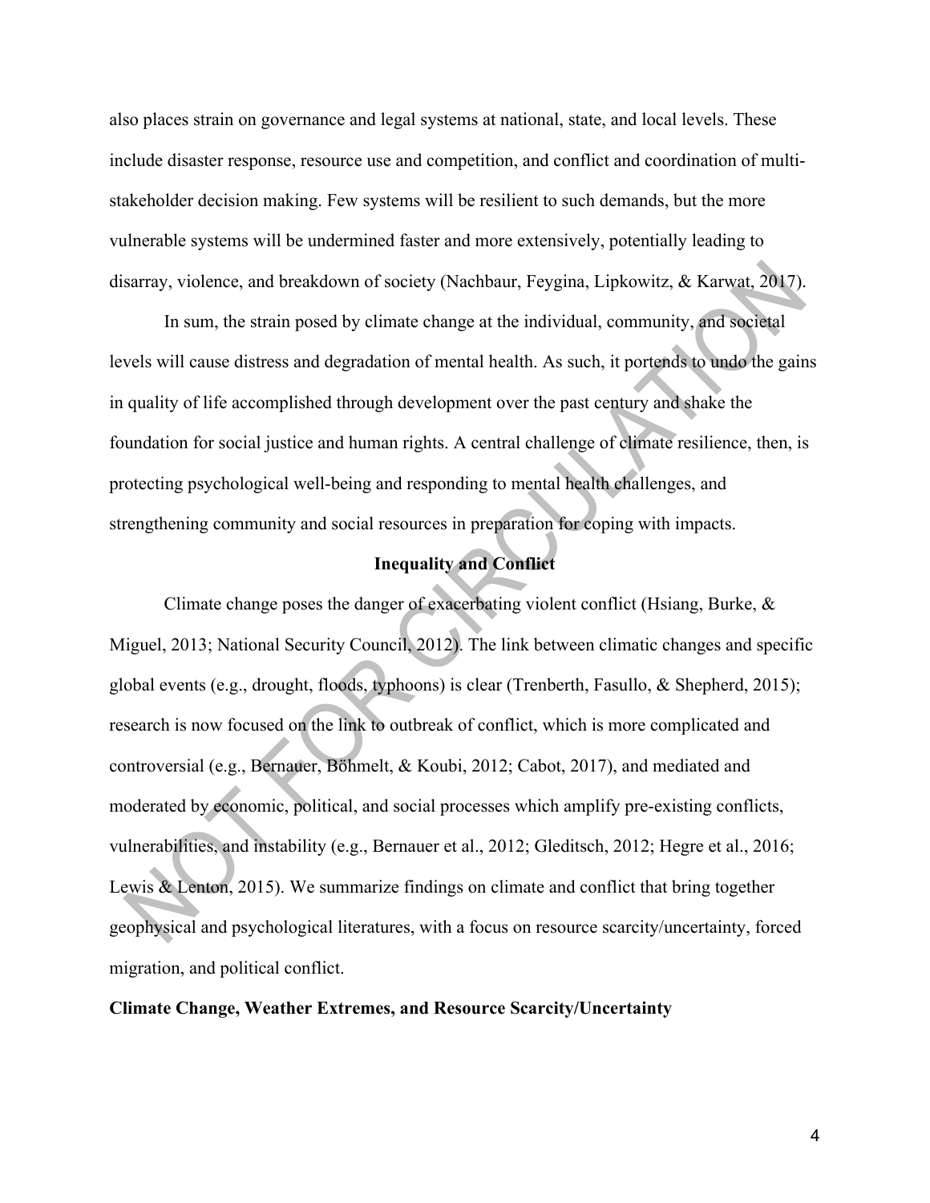also places strain on governance and legal systems at national, state, and local levels. These include disaster response, resource use and competition, and conflict and coordination of multi-stakeholder decision making. Few systems will be resilient to such demands, but the more vulnerable systems will be undermined faster and more extensively, potentially leading to disarray, violence, and breakdown of society (Nachbaur, Feygina, Lipkowitz, & Karwat, 2017).

In sum, the strain posed by climate change at the individual, community, and societal levels will cause distress and degradation of mental health. As such, it portends to undo the gains in quality of life accomplished through development over the past century and shake the foundation for social justice and human rights. A central challenge of climate resilience, then, is protecting psychological well-being and responding to mental health challenges, and strengthening community and social resources in preparation for coping with impacts.

## Inequality and Conflict

Climate change poses the danger of exacerbating violent conflict (Hsiang, Burke, & Miguel, 2013; National Security Council, 2012). The link between climatic changes and specific global events (e.g., drought, floods, typhoons) is clear (Trenberth, Fasullo, & Shepherd, 2015); research is now focused on the link to outbreak of conflict, which is more complicated and controversial (e.g., Bernauer, Böhmelt, & Koubi, 2012; Cabot, 2017), and mediated and moderated by economic, political, and social processes which amplify pre-existing conflicts, vulnerabilities, and instability (e.g., Bernauer et al., 2012; Gleditsch, 2012; Hegre et al., 2016; Lewis & Lenton, 2015). We summarize findings on climate and conflict that bring together geophysical and psychological literatures, with a focus on resource scarcity/uncertainty, forced migration, and political conflict.

### Climate Change, Weather Extremes, and Resource Scarcity/Uncertainty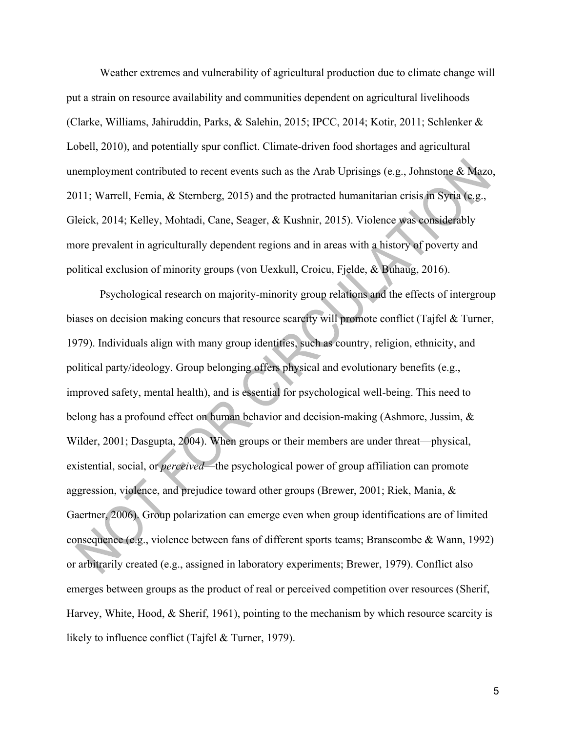Weather extremes and vulnerability of agricultural production due to climate change will put a strain on resource availability and communities dependent on agricultural livelihoods (Clarke, Williams, Jahiruddin, Parks, & Salehin, 2015; IPCC, 2014; Kotir, 2011; Schlenker & Lobell, 2010), and potentially spur conflict. Climate-driven food shortages and agricultural unemployment contributed to recent events such as the Arab Uprisings (e.g., Johnstone & Mazo, 2011; Warrell, Femia, & Sternberg, 2015) and the protracted humanitarian crisis in Syria (e.g., Gleick, 2014; Kelley, Mohtadi, Cane, Seager, & Kushnir, 2015). Violence was considerably more prevalent in agriculturally dependent regions and in areas with a history of poverty and political exclusion of minority groups (von Uexkull, Croicu, Fjelde, & Buhaug, 2016).

Psychological research on majority-minority group relations and the effects of intergroup biases on decision making concurs that resource scarcity will promote conflict (Tajfel & Turner, 1979). Individuals align with many group identities, such as country, religion, ethnicity, and political party/ideology. Group belonging offers physical and evolutionary benefits (e.g., improved safety, mental health), and is essential for psychological well-being. This need to belong has a profound effect on human behavior and decision-making (Ashmore, Jussim, & Wilder, 2001; Dasgupta, 2004). When groups or their members are under threat—physical, existential, social, or *perceived*—the psychological power of group affiliation can promote aggression, violence, and prejudice toward other groups (Brewer, 2001; Riek, Mania, & Gaertner, 2006). Group polarization can emerge even when group identifications are of limited consequence (e.g., violence between fans of different sports teams; Branscombe & Wann, 1992) or arbitrarily created (e.g., assigned in laboratory experiments; Brewer, 1979). Conflict also emerges between groups as the product of real or perceived competition over resources (Sherif, Harvey, White, Hood, & Sherif, 1961), pointing to the mechanism by which resource scarcity is likely to influence conflict (Tajfel & Turner, 1979).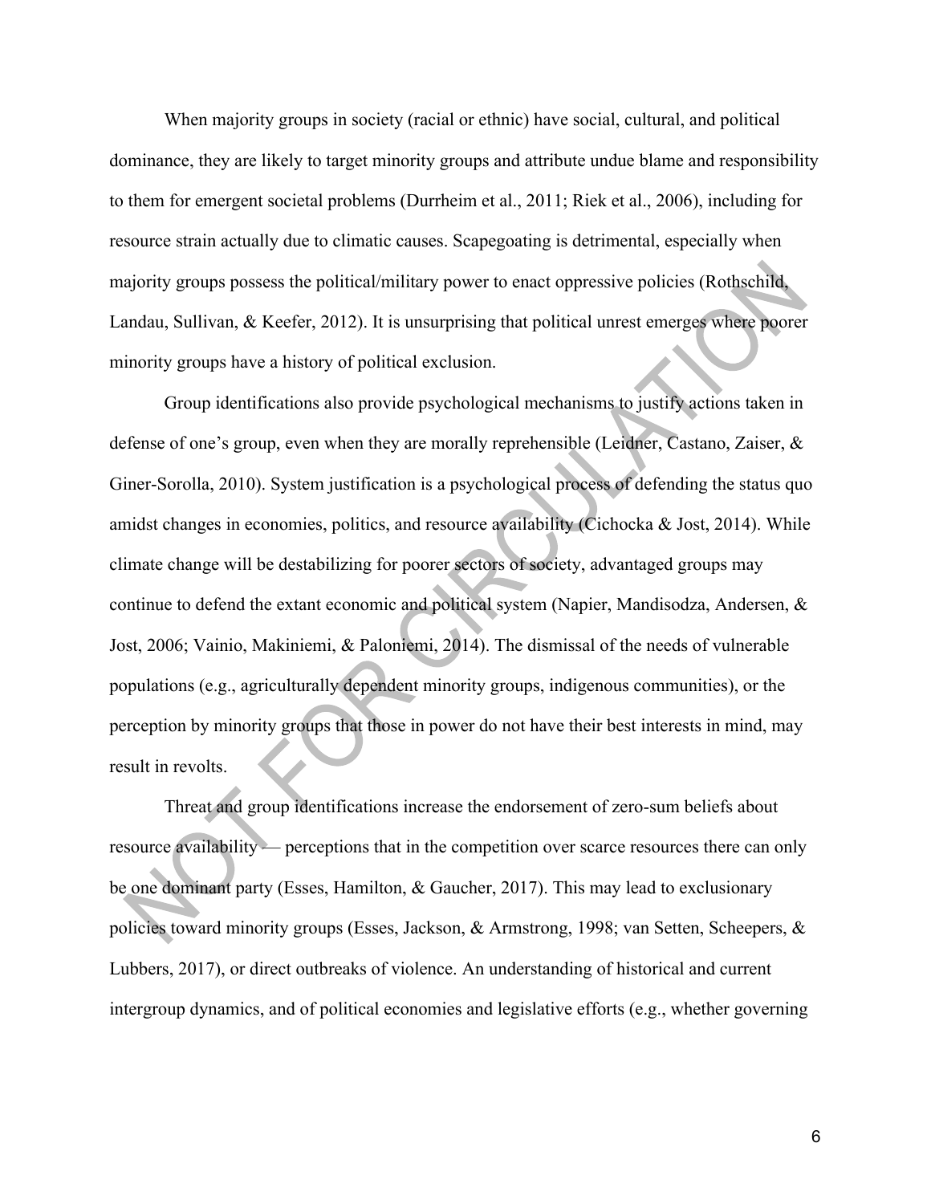When majority groups in society (racial or ethnic) have social, cultural, and political dominance, they are likely to target minority groups and attribute undue blame and responsibility to them for emergent societal problems (Durrheim et al., 2011; Riek et al., 2006), including for resource strain actually due to climatic causes. Scapegoating is detrimental, especially when majority groups possess the political/military power to enact oppressive policies (Rothschild, Landau, Sullivan, & Keefer, 2012). It is unsurprising that political unrest emerges where poorer minority groups have a history of political exclusion.

Group identifications also provide psychological mechanisms to justify actions taken in defense of one's group, even when they are morally reprehensible (Leidner, Castano, Zaiser, & Giner-Sorolla, 2010). System justification is a psychological process of defending the status quo amidst changes in economies, politics, and resource availability (Cichocka & Jost, 2014). While climate change will be destabilizing for poorer sectors of society, advantaged groups may continue to defend the extant economic and political system (Napier, Mandisodza, Andersen, & Jost, 2006; Vainio, Makiniemi, & Paloniemi, 2014). The dismissal of the needs of vulnerable populations (e.g., agriculturally dependent minority groups, indigenous communities), or the perception by minority groups that those in power do not have their best interests in mind, may result in revolts.

Threat and group identifications increase the endorsement of zero-sum beliefs about resource availability — perceptions that in the competition over scarce resources there can only be one dominant party (Esses, Hamilton, & Gaucher, 2017). This may lead to exclusionary policies toward minority groups (Esses, Jackson, & Armstrong, 1998; van Setten, Scheepers, & Lubbers, 2017), or direct outbreaks of violence. An understanding of historical and current intergroup dynamics, and of political economies and legislative efforts (e.g., whether governing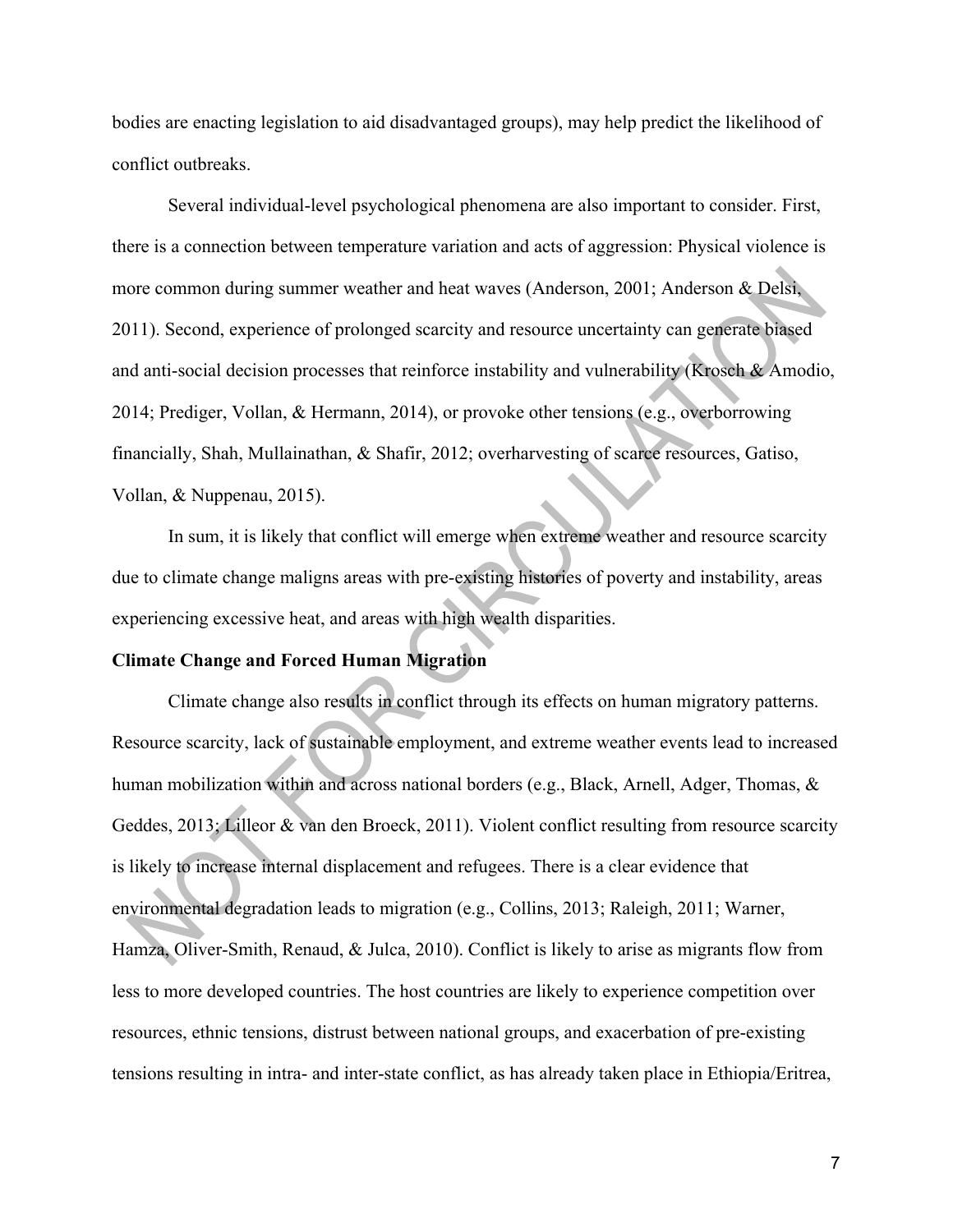bodies are enacting legislation to aid disadvantaged groups), may help predict the likelihood of conflict outbreaks.

Several individual-level psychological phenomena are also important to consider. First, there is a connection between temperature variation and acts of aggression: Physical violence is more common during summer weather and heat waves (Anderson, 2001; Anderson & Delsi, 2011). Second, experience of prolonged scarcity and resource uncertainty can generate biased and anti-social decision processes that reinforce instability and vulnerability (Krosch & Amodio, 2014; Prediger, Vollan, & Hermann, 2014), or provoke other tensions (e.g., overborrowing financially, Shah, Mullainathan, & Shafir, 2012; overharvesting of scarce resources, Gatiso, Vollan, & Nuppenau, 2015).

In sum, it is likely that conflict will emerge when extreme weather and resource scarcity due to climate change maligns areas with pre-existing histories of poverty and instability, areas experiencing excessive heat, and areas with high wealth disparities.

**Climate Change and Forced Human Migration**

Climate change also results in conflict through its effects on human migratory patterns. Resource scarcity, lack of sustainable employment, and extreme weather events lead to increased human mobilization within and across national borders (e.g., Black, Arnell, Adger, Thomas, & Geddes, 2013; Lilleor & van den Broeck, 2011). Violent conflict resulting from resource scarcity is likely to increase internal displacement and refugees. There is a clear evidence that environmental degradation leads to migration (e.g., Collins, 2013; Raleigh, 2011; Warner, Hamza, Oliver-Smith, Renaud, & Julca, 2010). Conflict is likely to arise as migrants flow from less to more developed countries. The host countries are likely to experience competition over resources, ethnic tensions, distrust between national groups, and exacerbation of pre-existing tensions resulting in intra- and inter-state conflict, as has already taken place in Ethiopia/Eritrea,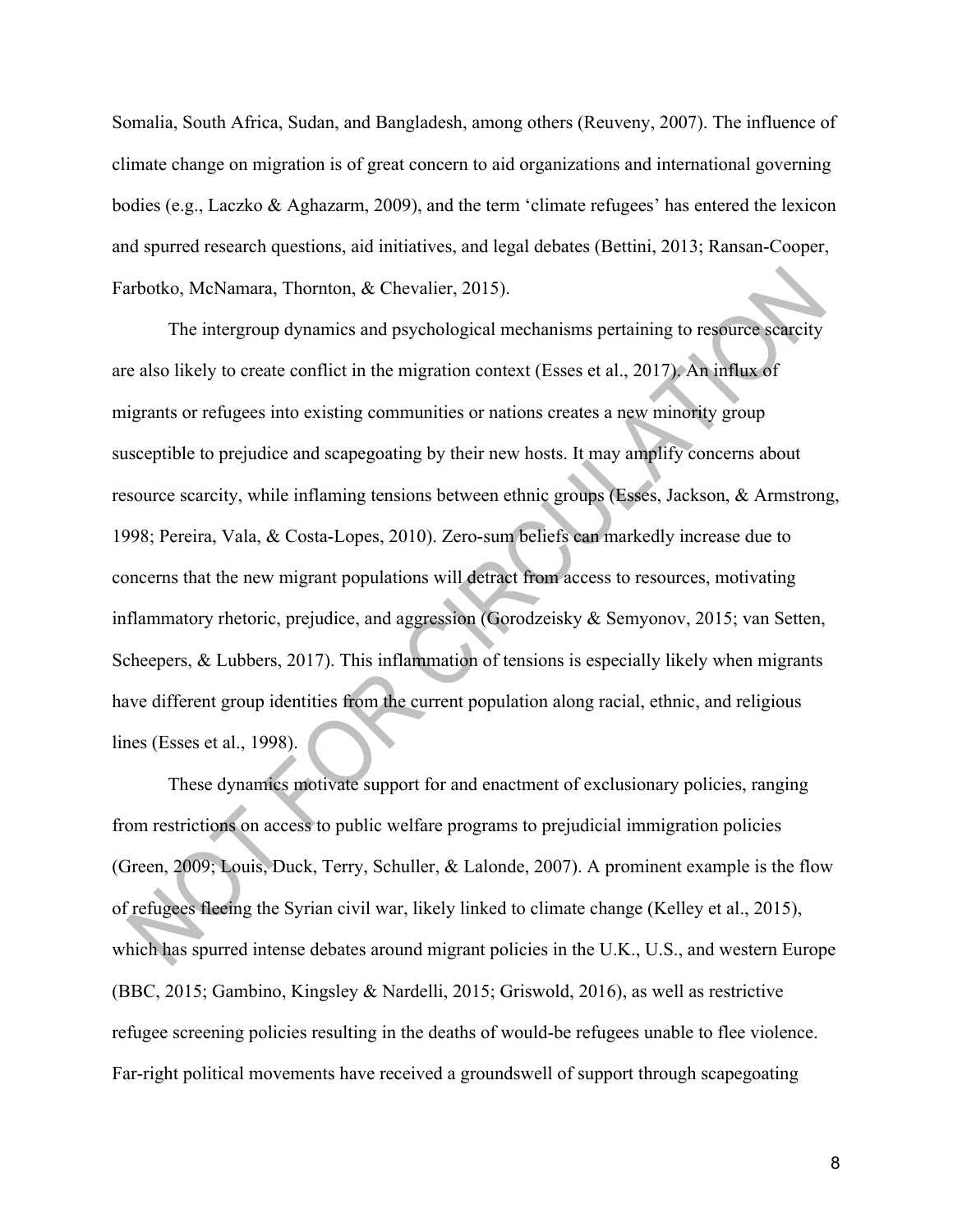Somalia, South Africa, Sudan, and Bangladesh, among others (Reuveny, 2007). The influence of climate change on migration is of great concern to aid organizations and international governing bodies (e.g., Laczko & Aghazarm, 2009), and the term 'climate refugees' has entered the lexicon and spurred research questions, aid initiatives, and legal debates (Bettini, 2013; Ransan-Cooper, Farbotko, McNamara, Thornton, & Chevalier, 2015).

The intergroup dynamics and psychological mechanisms pertaining to resource scarcity are also likely to create conflict in the migration context (Esses et al., 2017). An influx of migrants or refugees into existing communities or nations creates a new minority group susceptible to prejudice and scapegoating by their new hosts. It may amplify concerns about resource scarcity, while inflaming tensions between ethnic groups (Esses, Jackson, & Armstrong, 1998; Pereira, Vala, & Costa-Lopes, 2010). Zero-sum beliefs can markedly increase due to concerns that the new migrant populations will detract from access to resources, motivating inflammatory rhetoric, prejudice, and aggression (Gorodzeisky & Semyonov, 2015; van Setten, Scheepers, & Lubbers, 2017). This inflammation of tensions is especially likely when migrants have different group identities from the current population along racial, ethnic, and religious lines (Esses et al., 1998).

These dynamics motivate support for and enactment of exclusionary policies, ranging from restrictions on access to public welfare programs to prejudicial immigration policies (Green, 2009; Louis, Duck, Terry, Schuller, & Lalonde, 2007). A prominent example is the flow of refugees fleeing the Syrian civil war, likely linked to climate change (Kelley et al., 2015), which has spurred intense debates around migrant policies in the U.K., U.S., and western Europe (BBC, 2015; Gambino, Kingsley & Nardelli, 2015; Griswold, 2016), as well as restrictive refugee screening policies resulting in the deaths of would-be refugees unable to flee violence. Far-right political movements have received a groundswell of support through scapegoating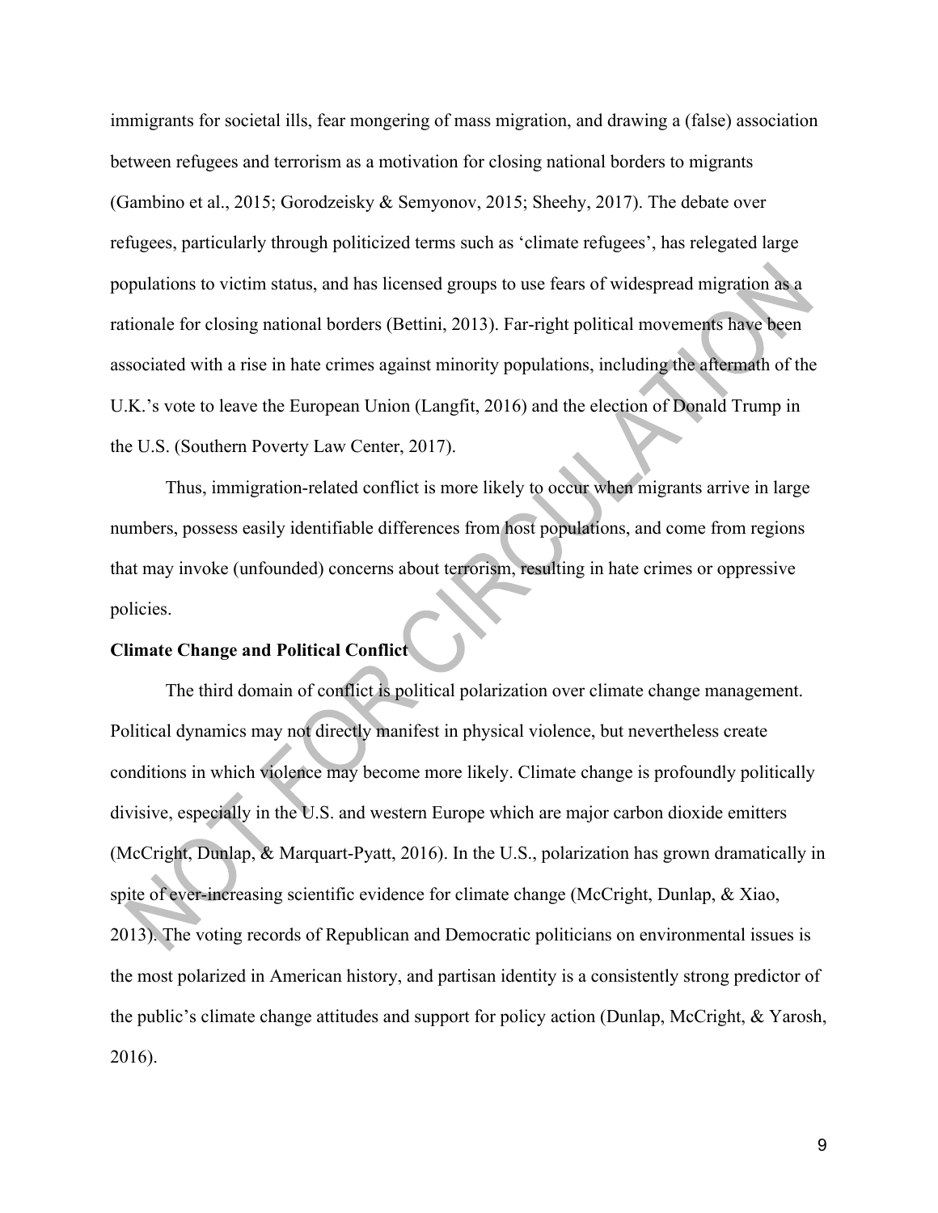immigrants for societal ills, fear mongering of mass migration, and drawing a (false) association between refugees and terrorism as a motivation for closing national borders to migrants (Gambino et al., 2015; Gorodzeisky & Semyonov, 2015; Sheehy, 2017). The debate over refugees, particularly through politicized terms such as 'climate refugees', has relegated large populations to victim status, and has licensed groups to use fears of widespread migration as a rationale for closing national borders (Bettini, 2013). Far-right political movements have been associated with a rise in hate crimes against minority populations, including the aftermath of the U.K.'s vote to leave the European Union (Langfit, 2016) and the election of Donald Trump in the U.S. (Southern Poverty Law Center, 2017).

Thus, immigration-related conflict is more likely to occur when migrants arrive in large numbers, possess easily identifiable differences from host populations, and come from regions that may invoke (unfounded) concerns about terrorism, resulting in hate crimes or oppressive policies.

**Climate Change and Political Conflict**

The third domain of conflict is political polarization over climate change management. Political dynamics may not directly manifest in physical violence, but nevertheless create conditions in which violence may become more likely. Climate change is profoundly politically divisive, especially in the U.S. and western Europe which are major carbon dioxide emitters (McCright, Dunlap, & Marquart-Pyatt, 2016). In the U.S., polarization has grown dramatically in spite of ever-increasing scientific evidence for climate change (McCright, Dunlap, & Xiao, 2013). The voting records of Republican and Democratic politicians on environmental issues is the most polarized in American history, and partisan identity is a consistently strong predictor of the public's climate change attitudes and support for policy action (Dunlap, McCright, & Yarosh, 2016).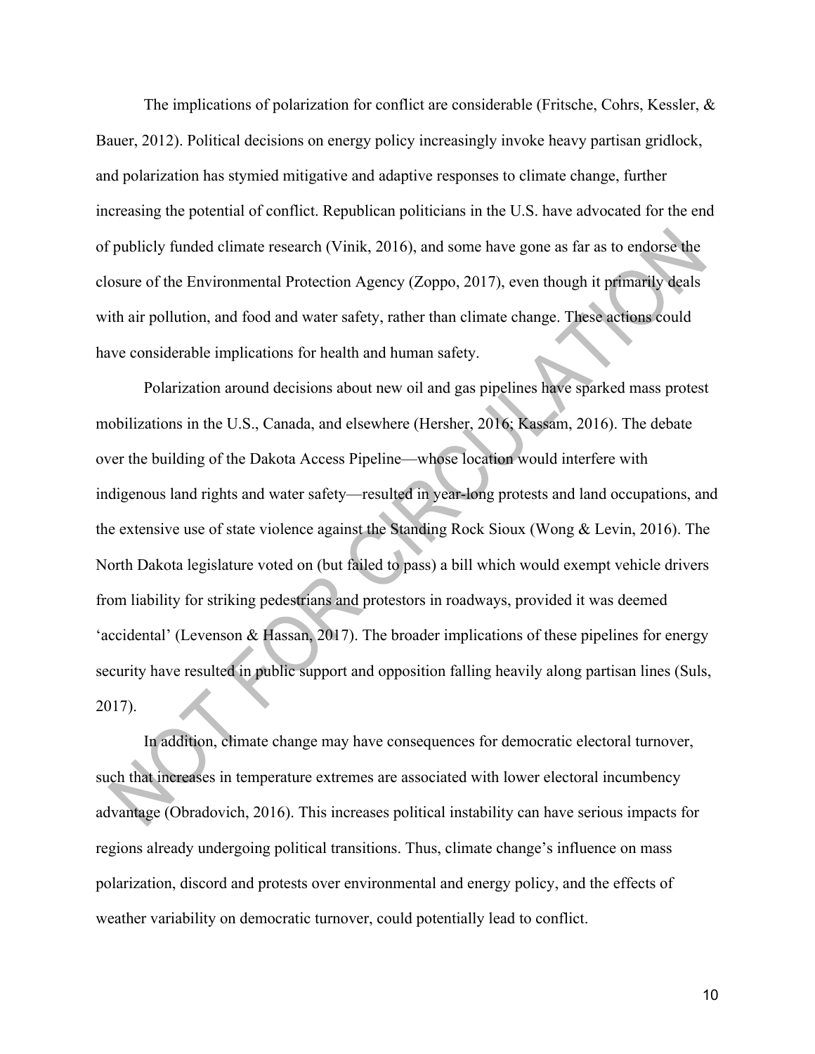The implications of polarization for conflict are considerable (Fritsche, Cohrs, Kessler, & Bauer, 2012). Political decisions on energy policy increasingly invoke heavy partisan gridlock, and polarization has stymied mitigative and adaptive responses to climate change, further increasing the potential of conflict. Republican politicians in the U.S. have advocated for the end of publicly funded climate research (Vinik, 2016), and some have gone as far as to endorse the closure of the Environmental Protection Agency (Zoppo, 2017), even though it primarily deals with air pollution, and food and water safety, rather than climate change. These actions could have considerable implications for health and human safety.

Polarization around decisions about new oil and gas pipelines have sparked mass protest mobilizations in the U.S., Canada, and elsewhere (Hersher, 2016; Kassam, 2016). The debate over the building of the Dakota Access Pipeline—whose location would interfere with indigenous land rights and water safety—resulted in year-long protests and land occupations, and the extensive use of state violence against the Standing Rock Sioux (Wong & Levin, 2016). The North Dakota legislature voted on (but failed to pass) a bill which would exempt vehicle drivers from liability for striking pedestrians and protestors in roadways, provided it was deemed 'accidental' (Levenson & Hassan, 2017). The broader implications of these pipelines for energy security have resulted in public support and opposition falling heavily along partisan lines (Suls, 2017).

In addition, climate change may have consequences for democratic electoral turnover, such that increases in temperature extremes are associated with lower electoral incumbency advantage (Obradovich, 2016). This increases political instability can have serious impacts for regions already undergoing political transitions. Thus, climate change's influence on mass polarization, discord and protests over environmental and energy policy, and the effects of weather variability on democratic turnover, could potentially lead to conflict.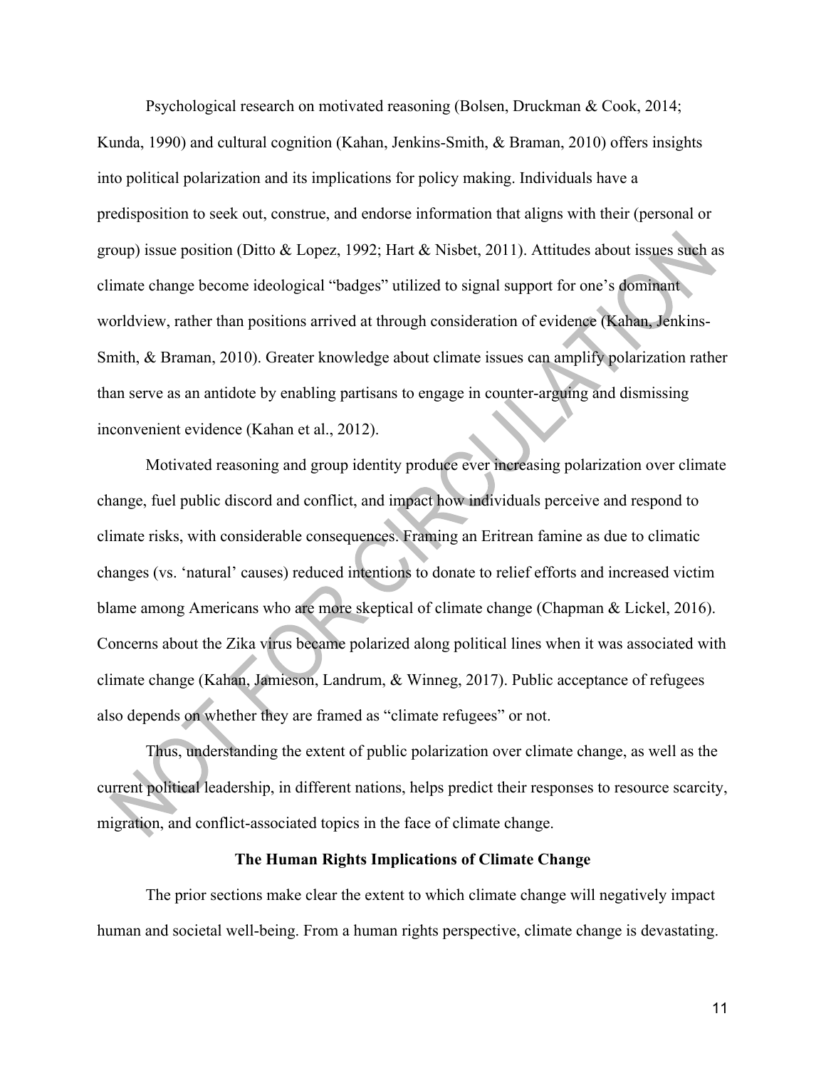Psychological research on motivated reasoning (Bolsen, Druckman & Cook, 2014; Kunda, 1990) and cultural cognition (Kahan, Jenkins-Smith, & Braman, 2010) offers insights into political polarization and its implications for policy making. Individuals have a predisposition to seek out, construe, and endorse information that aligns with their (personal or group) issue position (Ditto & Lopez, 1992; Hart & Nisbet, 2011). Attitudes about issues such as climate change become ideological "badges" utilized to signal support for one's dominant worldview, rather than positions arrived at through consideration of evidence (Kahan, Jenkins-Smith, & Braman, 2010). Greater knowledge about climate issues can amplify polarization rather than serve as an antidote by enabling partisans to engage in counter-arguing and dismissing inconvenient evidence (Kahan et al., 2012).

Motivated reasoning and group identity produce ever increasing polarization over climate change, fuel public discord and conflict, and impact how individuals perceive and respond to climate risks, with considerable consequences. Framing an Eritrean famine as due to climatic changes (vs. 'natural' causes) reduced intentions to donate to relief efforts and increased victim blame among Americans who are more skeptical of climate change (Chapman & Lickel, 2016). Concerns about the Zika virus became polarized along political lines when it was associated with climate change (Kahan, Jamieson, Landrum, & Winneg, 2017). Public acceptance of refugees also depends on whether they are framed as "climate refugees" or not.

Thus, understanding the extent of public polarization over climate change, as well as the current political leadership, in different nations, helps predict their responses to resource scarcity, migration, and conflict-associated topics in the face of climate change.

## The Human Rights Implications of Climate Change

The prior sections make clear the extent to which climate change will negatively impact human and societal well-being. From a human rights perspective, climate change is devastating.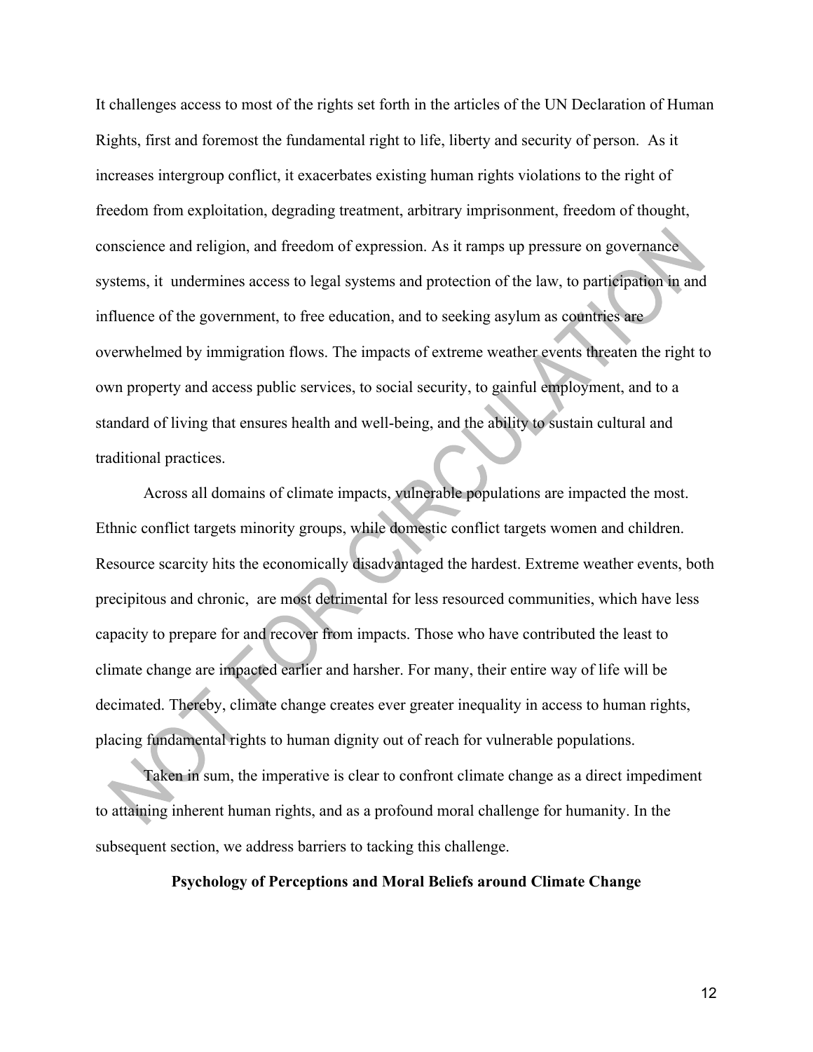It challenges access to most of the rights set forth in the articles of the UN Declaration of Human Rights, first and foremost the fundamental right to life, liberty and security of person. As it increases intergroup conflict, it exacerbates existing human rights violations to the right of freedom from exploitation, degrading treatment, arbitrary imprisonment, freedom of thought, conscience and religion, and freedom of expression. As it ramps up pressure on governance systems, it undermines access to legal systems and protection of the law, to participation in and influence of the government, to free education, and to seeking asylum as countries are overwhelmed by immigration flows. The impacts of extreme weather events threaten the right to own property and access public services, to social security, to gainful employment, and to a standard of living that ensures health and well-being, and the ability to sustain cultural and traditional practices.

Across all domains of climate impacts, vulnerable populations are impacted the most. Ethnic conflict targets minority groups, while domestic conflict targets women and children. Resource scarcity hits the economically disadvantaged the hardest. Extreme weather events, both precipitous and chronic, are most detrimental for less resourced communities, which have less capacity to prepare for and recover from impacts. Those who have contributed the least to climate change are impacted earlier and harsher. For many, their entire way of life will be decimated. Thereby, climate change creates ever greater inequality in access to human rights, placing fundamental rights to human dignity out of reach for vulnerable populations.

Taken in sum, the imperative is clear to confront climate change as a direct impediment to attaining inherent human rights, and as a profound moral challenge for humanity. In the subsequent section, we address barriers to tacking this challenge.

## Psychology of Perceptions and Moral Beliefs around Climate Change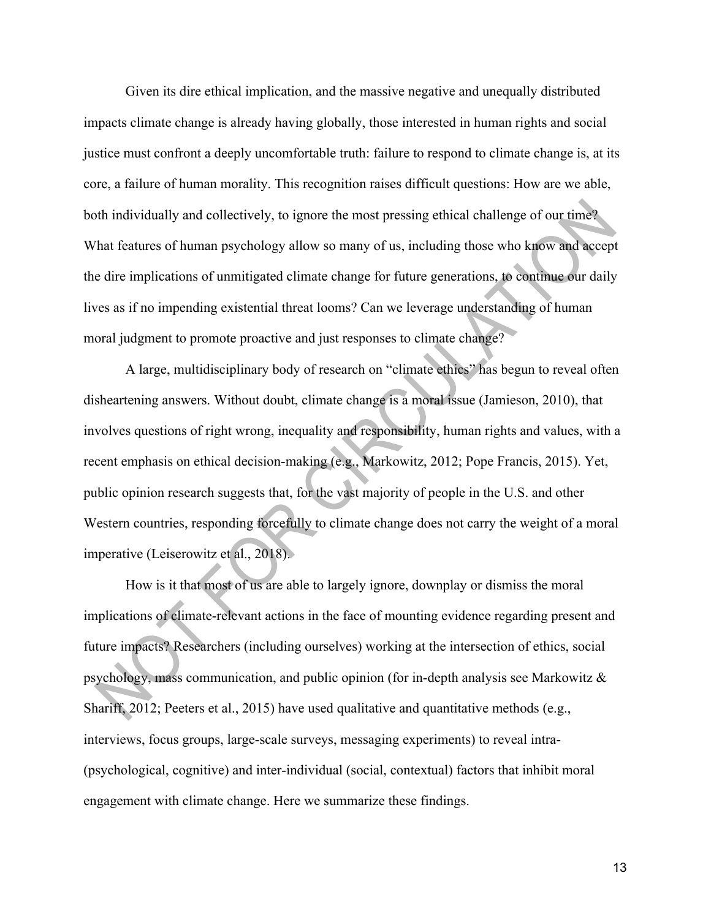Given its dire ethical implication, and the massive negative and unequally distributed impacts climate change is already having globally, those interested in human rights and social justice must confront a deeply uncomfortable truth: failure to respond to climate change is, at its core, a failure of human morality. This recognition raises difficult questions: How are we able, both individually and collectively, to ignore the most pressing ethical challenge of our time? What features of human psychology allow so many of us, including those who know and accept the dire implications of unmitigated climate change for future generations, to continue our daily lives as if no impending existential threat looms? Can we leverage understanding of human moral judgment to promote proactive and just responses to climate change?

A large, multidisciplinary body of research on "climate ethics" has begun to reveal often disheartening answers. Without doubt, climate change is a moral issue (Jamieson, 2010), that involves questions of right wrong, inequality and responsibility, human rights and values, with a recent emphasis on ethical decision-making (e.g., Markowitz, 2012; Pope Francis, 2015). Yet, public opinion research suggests that, for the vast majority of people in the U.S. and other Western countries, responding forcefully to climate change does not carry the weight of a moral imperative (Leiserowitz et al., 2018).

How is it that most of us are able to largely ignore, downplay or dismiss the moral implications of climate-relevant actions in the face of mounting evidence regarding present and future impacts? Researchers (including ourselves) working at the intersection of ethics, social psychology, mass communication, and public opinion (for in-depth analysis see Markowitz & Shariff, 2012; Peeters et al., 2015) have used qualitative and quantitative methods (e.g., interviews, focus groups, large-scale surveys, messaging experiments) to reveal intra- (psychological, cognitive) and inter-individual (social, contextual) factors that inhibit moral engagement with climate change. Here we summarize these findings.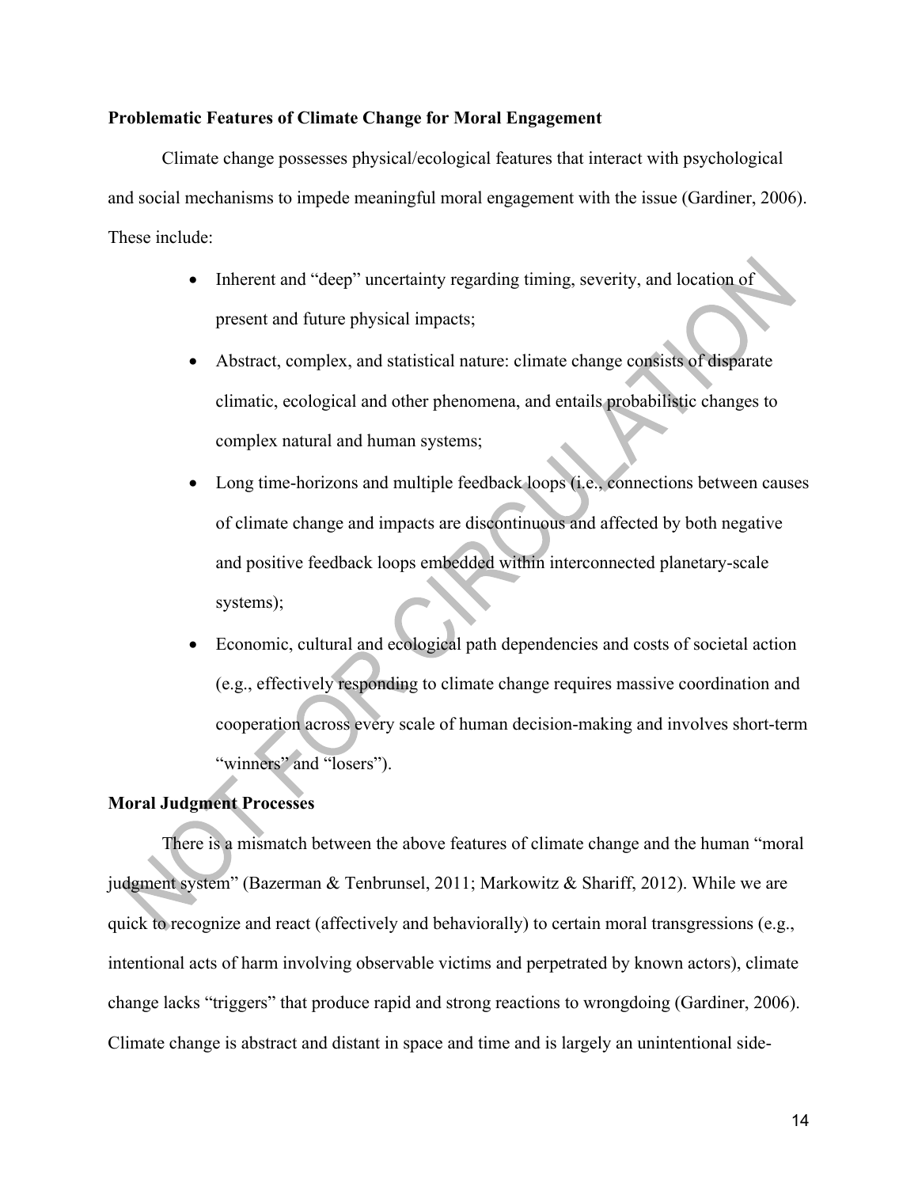**Problematic Features of Climate Change for Moral Engagement**

Climate change possesses physical/ecological features that interact with psychological and social mechanisms to impede meaningful moral engagement with the issue (Gardiner, 2006). These include:

- Inherent and "deep" uncertainty regarding timing, severity, and location of present and future physical impacts;
- Abstract, complex, and statistical nature: climate change consists of disparate climatic, ecological and other phenomena, and entails probabilistic changes to complex natural and human systems;
- Long time-horizons and multiple feedback loops (i.e., connections between causes of climate change and impacts are discontinuous and affected by both negative and positive feedback loops embedded within interconnected planetary-scale systems);
- Economic, cultural and ecological path dependencies and costs of societal action (e.g., effectively responding to climate change requires massive coordination and cooperation across every scale of human decision-making and involves short-term "winners" and "losers").

**Moral Judgment Processes**

There is a mismatch between the above features of climate change and the human "moral judgment system" (Bazerman & Tenbrunsel, 2011; Markowitz & Shariff, 2012). While we are quick to recognize and react (affectively and behaviorally) to certain moral transgressions (e.g., intentional acts of harm involving observable victims and perpetrated by known actors), climate change lacks "triggers" that produce rapid and strong reactions to wrongdoing (Gardiner, 2006). Climate change is abstract and distant in space and time and is largely an unintentional side-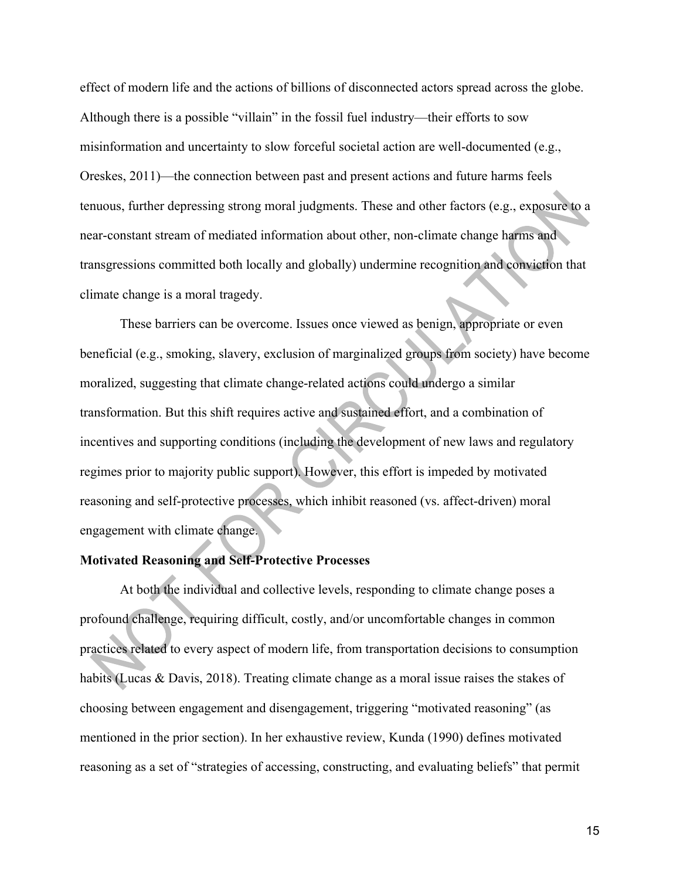effect of modern life and the actions of billions of disconnected actors spread across the globe. Although there is a possible "villain" in the fossil fuel industry—their efforts to sow misinformation and uncertainty to slow forceful societal action are well-documented (e.g., Oreskes, 2011)—the connection between past and present actions and future harms feels tenuous, further depressing strong moral judgments. These and other factors (e.g., exposure to a near-constant stream of mediated information about other, non-climate change harms and transgressions committed both locally and globally) undermine recognition and conviction that climate change is a moral tragedy.

These barriers can be overcome. Issues once viewed as benign, appropriate or even beneficial (e.g., smoking, slavery, exclusion of marginalized groups from society) have become moralized, suggesting that climate change-related actions could undergo a similar transformation. But this shift requires active and sustained effort, and a combination of incentives and supporting conditions (including the development of new laws and regulatory regimes prior to majority public support). However, this effort is impeded by motivated reasoning and self-protective processes, which inhibit reasoned (vs. affect-driven) moral engagement with climate change.

**Motivated Reasoning and Self-Protective Processes**

At both the individual and collective levels, responding to climate change poses a profound challenge, requiring difficult, costly, and/or uncomfortable changes in common practices related to every aspect of modern life, from transportation decisions to consumption habits (Lucas & Davis, 2018). Treating climate change as a moral issue raises the stakes of choosing between engagement and disengagement, triggering "motivated reasoning" (as mentioned in the prior section). In her exhaustive review, Kunda (1990) defines motivated reasoning as a set of "strategies of accessing, constructing, and evaluating beliefs" that permit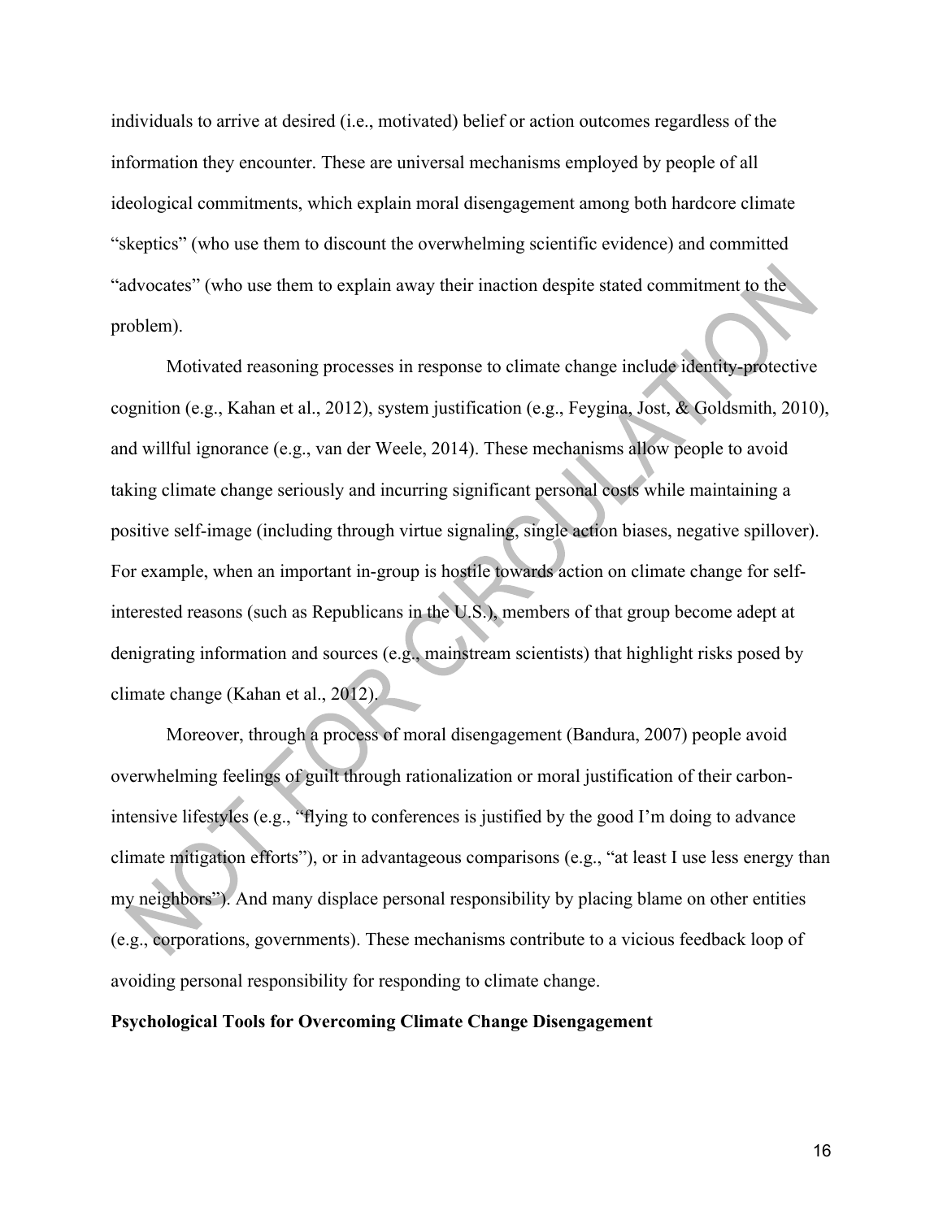individuals to arrive at desired (i.e., motivated) belief or action outcomes regardless of the information they encounter. These are universal mechanisms employed by people of all ideological commitments, which explain moral disengagement among both hardcore climate "skeptics" (who use them to discount the overwhelming scientific evidence) and committed "advocates" (who use them to explain away their inaction despite stated commitment to the problem).

Motivated reasoning processes in response to climate change include identity-protective cognition (e.g., Kahan et al., 2012), system justification (e.g., Feygina, Jost, & Goldsmith, 2010), and willful ignorance (e.g., van der Weele, 2014). These mechanisms allow people to avoid taking climate change seriously and incurring significant personal costs while maintaining a positive self-image (including through virtue signaling, single action biases, negative spillover). For example, when an important in-group is hostile towards action on climate change for self-interested reasons (such as Republicans in the U.S.), members of that group become adept at denigrating information and sources (e.g., mainstream scientists) that highlight risks posed by climate change (Kahan et al., 2012).

Moreover, through a process of moral disengagement (Bandura, 2007) people avoid overwhelming feelings of guilt through rationalization or moral justification of their carbon-intensive lifestyles (e.g., "flying to conferences is justified by the good I'm doing to advance climate mitigation efforts"), or in advantageous comparisons (e.g., "at least I use less energy than my neighbors"). And many displace personal responsibility by placing blame on other entities (e.g., corporations, governments). These mechanisms contribute to a vicious feedback loop of avoiding personal responsibility for responding to climate change.

**Psychological Tools for Overcoming Climate Change Disengagement**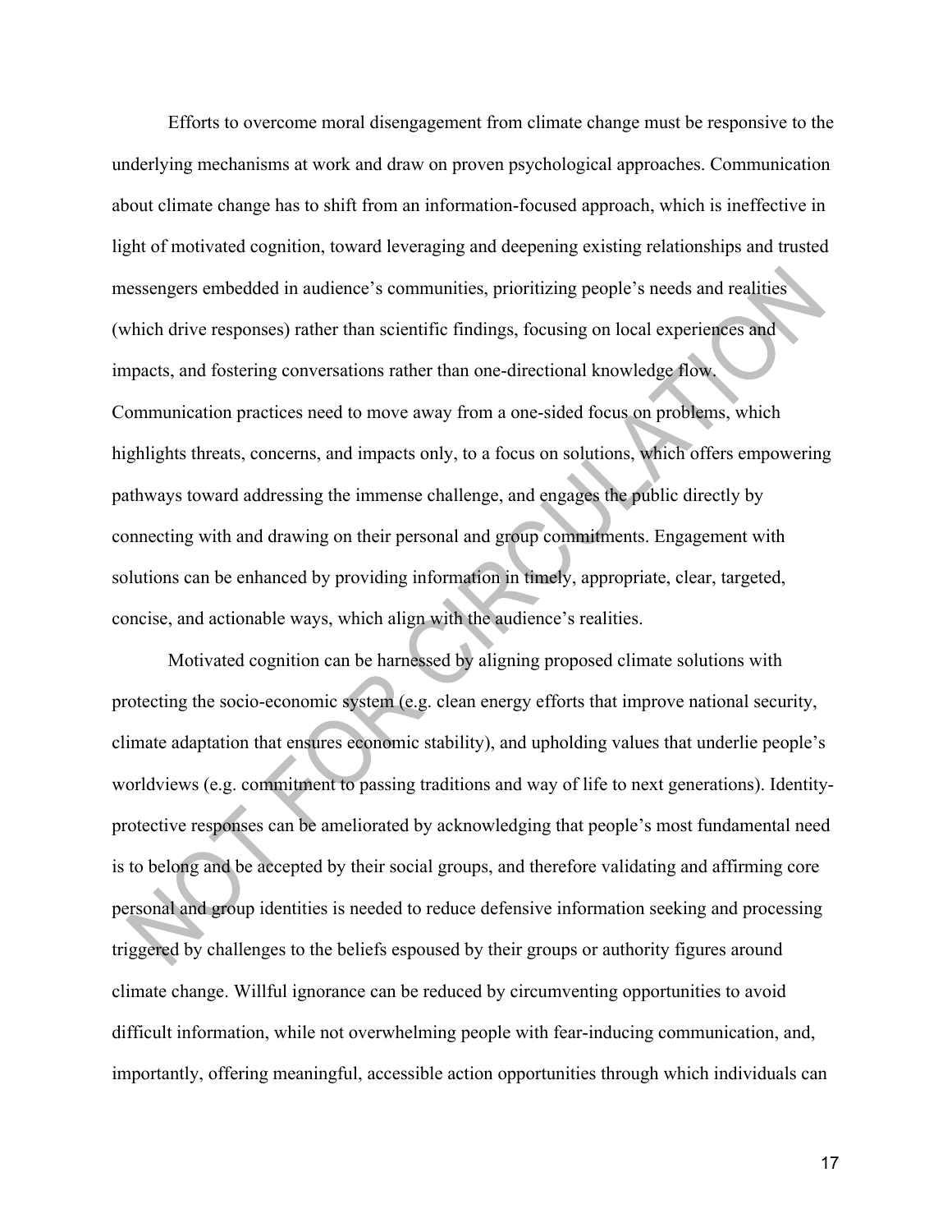Efforts to overcome moral disengagement from climate change must be responsive to the underlying mechanisms at work and draw on proven psychological approaches. Communication about climate change has to shift from an information-focused approach, which is ineffective in light of motivated cognition, toward leveraging and deepening existing relationships and trusted messengers embedded in audience's communities, prioritizing people's needs and realities (which drive responses) rather than scientific findings, focusing on local experiences and impacts, and fostering conversations rather than one-directional knowledge flow. Communication practices need to move away from a one-sided focus on problems, which highlights threats, concerns, and impacts only, to a focus on solutions, which offers empowering pathways toward addressing the immense challenge, and engages the public directly by connecting with and drawing on their personal and group commitments. Engagement with solutions can be enhanced by providing information in timely, appropriate, clear, targeted, concise, and actionable ways, which align with the audience's realities.

Motivated cognition can be harnessed by aligning proposed climate solutions with protecting the socio-economic system (e.g. clean energy efforts that improve national security, climate adaptation that ensures economic stability), and upholding values that underlie people's worldviews (e.g. commitment to passing traditions and way of life to next generations). Identity-protective responses can be ameliorated by acknowledging that people's most fundamental need is to belong and be accepted by their social groups, and therefore validating and affirming core personal and group identities is needed to reduce defensive information seeking and processing triggered by challenges to the beliefs espoused by their groups or authority figures around climate change. Willful ignorance can be reduced by circumventing opportunities to avoid difficult information, while not overwhelming people with fear-inducing communication, and, importantly, offering meaningful, accessible action opportunities through which individuals can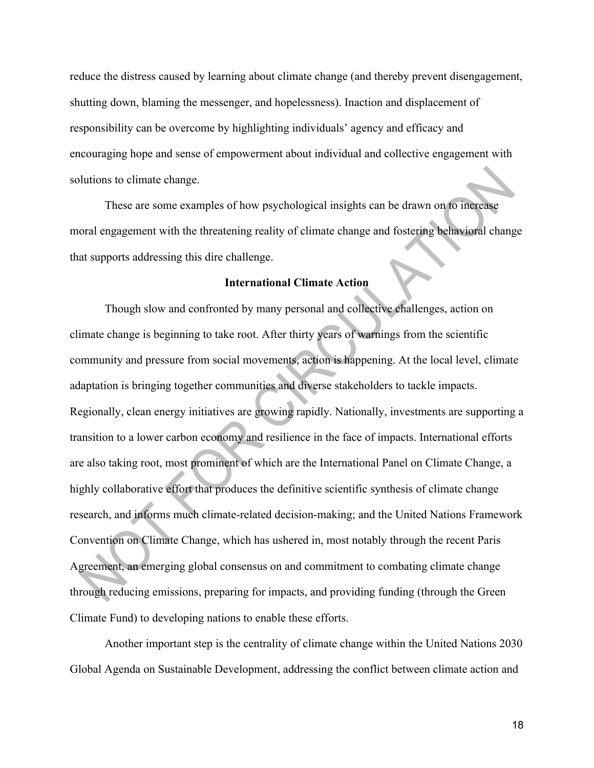reduce the distress caused by learning about climate change (and thereby prevent disengagement, shutting down, blaming the messenger, and hopelessness). Inaction and displacement of responsibility can be overcome by highlighting individuals' agency and efficacy and encouraging hope and sense of empowerment about individual and collective engagement with solutions to climate change.

These are some examples of how psychological insights can be drawn on to increase moral engagement with the threatening reality of climate change and fostering behavioral change that supports addressing this dire challenge.

## International Climate Action

Though slow and confronted by many personal and collective challenges, action on climate change is beginning to take root. After thirty years of warnings from the scientific community and pressure from social movements, action is happening. At the local level, climate adaptation is bringing together communities and diverse stakeholders to tackle impacts. Regionally, clean energy initiatives are growing rapidly. Nationally, investments are supporting a transition to a lower carbon economy and resilience in the face of impacts. International efforts are also taking root, most prominent of which are the International Panel on Climate Change, a highly collaborative effort that produces the definitive scientific synthesis of climate change research, and informs much climate-related decision-making; and the United Nations Framework Convention on Climate Change, which has ushered in, most notably through the recent Paris Agreement, an emerging global consensus on and commitment to combating climate change through reducing emissions, preparing for impacts, and providing funding (through the Green Climate Fund) to developing nations to enable these efforts.

Another important step is the centrality of climate change within the United Nations 2030 Global Agenda on Sustainable Development, addressing the conflict between climate action and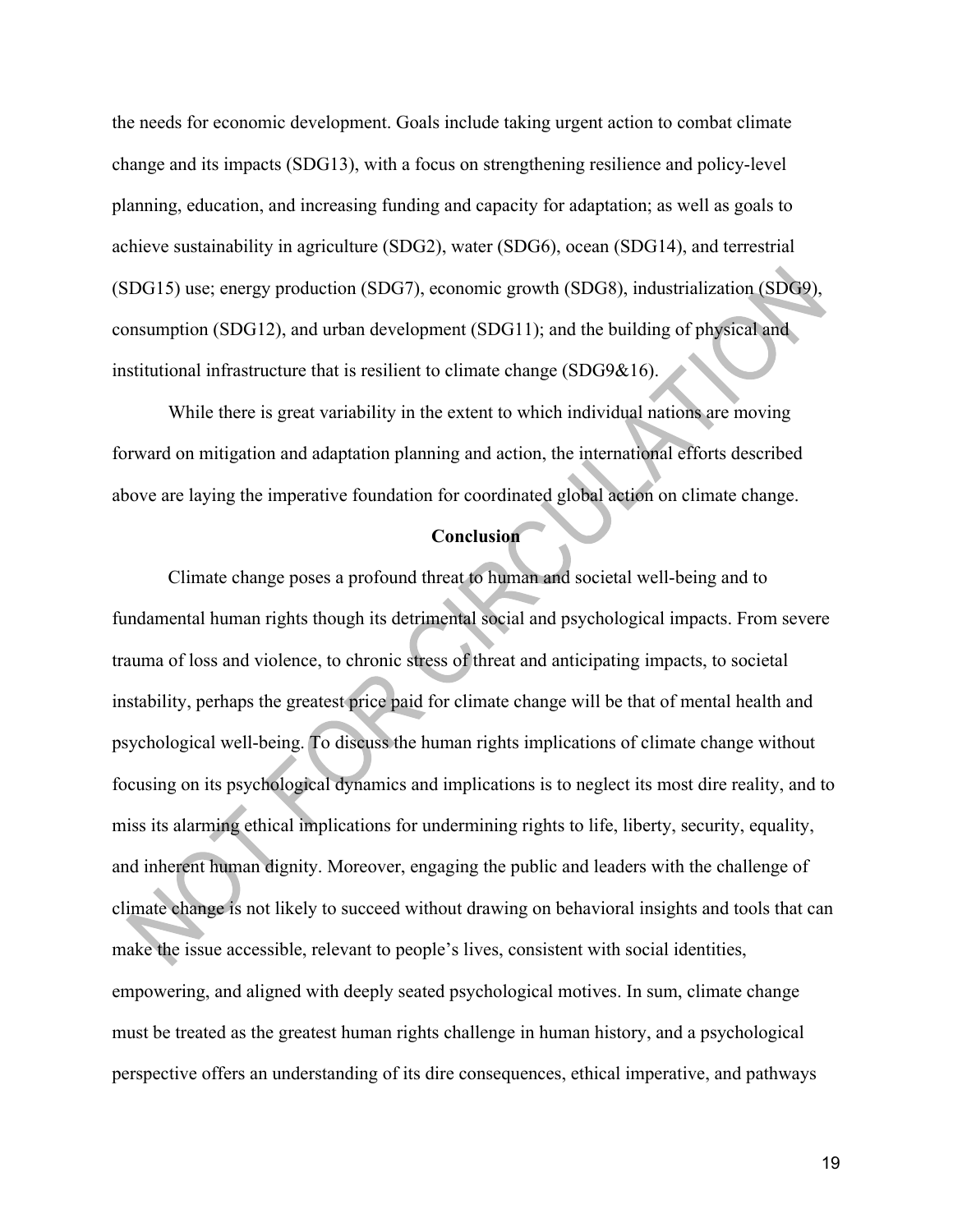the needs for economic development. Goals include taking urgent action to combat climate change and its impacts (SDG13), with a focus on strengthening resilience and policy-level planning, education, and increasing funding and capacity for adaptation; as well as goals to achieve sustainability in agriculture (SDG2), water (SDG6), ocean (SDG14), and terrestrial (SDG15) use; energy production (SDG7), economic growth (SDG8), industrialization (SDG9), consumption (SDG12), and urban development (SDG11); and the building of physical and institutional infrastructure that is resilient to climate change (SDG9&16).

While there is great variability in the extent to which individual nations are moving forward on mitigation and adaptation planning and action, the international efforts described above are laying the imperative foundation for coordinated global action on climate change.

## Conclusion

Climate change poses a profound threat to human and societal well-being and to fundamental human rights though its detrimental social and psychological impacts. From severe trauma of loss and violence, to chronic stress of threat and anticipating impacts, to societal instability, perhaps the greatest price paid for climate change will be that of mental health and psychological well-being. To discuss the human rights implications of climate change without focusing on its psychological dynamics and implications is to neglect its most dire reality, and to miss its alarming ethical implications for undermining rights to life, liberty, security, equality, and inherent human dignity. Moreover, engaging the public and leaders with the challenge of climate change is not likely to succeed without drawing on behavioral insights and tools that can make the issue accessible, relevant to people's lives, consistent with social identities, empowering, and aligned with deeply seated psychological motives. In sum, climate change must be treated as the greatest human rights challenge in human history, and a psychological perspective offers an understanding of its dire consequences, ethical imperative, and pathways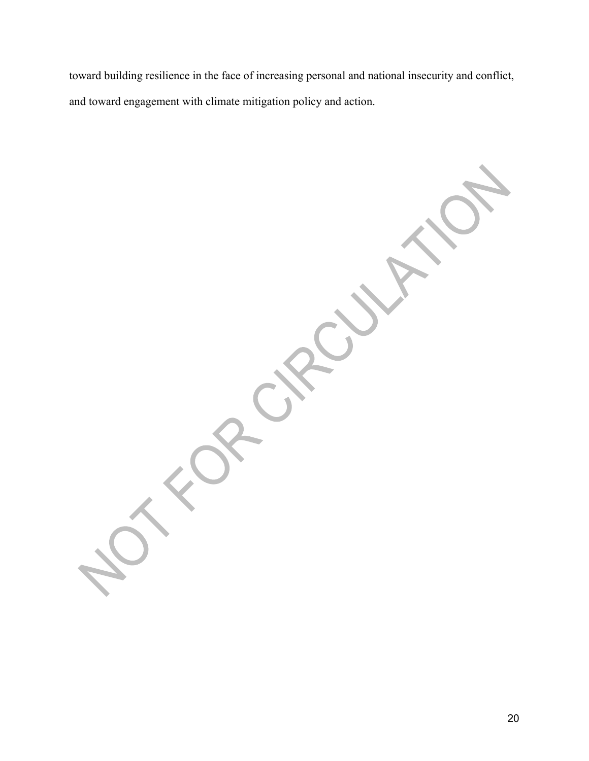toward building resilience in the face of increasing personal and national insecurity and conflict, and toward engagement with climate mitigation policy and action.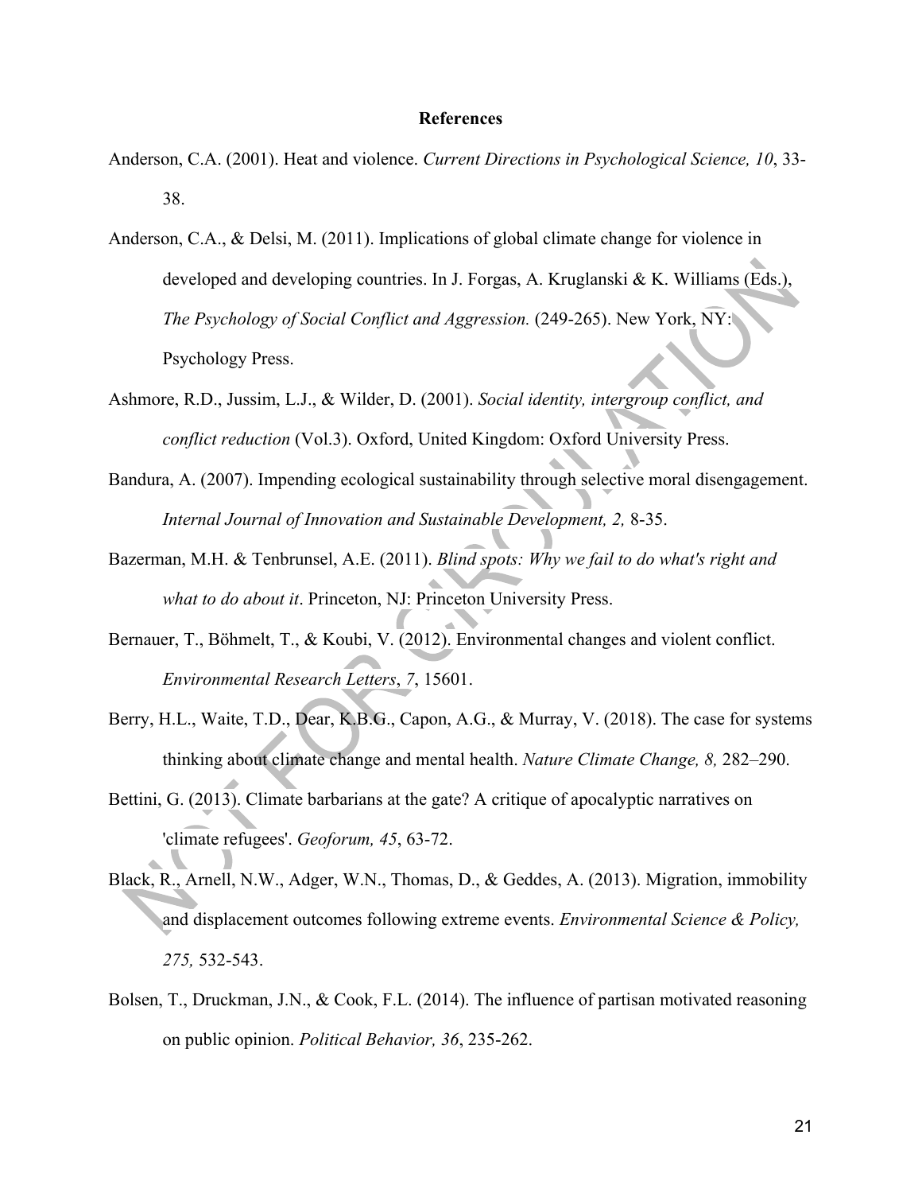**References**

Anderson, C.A. (2001). Heat and violence. *Current Directions in Psychological Science, 10*, 33-38.

Anderson, C.A., & Delsi, M. (2011). Implications of global climate change for violence in developed and developing countries. In J. Forgas, A. Kruglanski & K. Williams (Eds.), *The Psychology of Social Conflict and Aggression.* (249-265). New York, NY: Psychology Press.

Ashmore, R.D., Jussim, L.J., & Wilder, D. (2001). *Social identity, intergroup conflict, and conflict reduction* (Vol.3). Oxford, United Kingdom: Oxford University Press.

Bandura, A. (2007). Impending ecological sustainability through selective moral disengagement. *Internal Journal of Innovation and Sustainable Development, 2,* 8-35.

Bazerman, M.H. & Tenbrunsel, A.E. (2011). *Blind spots: Why we fail to do what's right and what to do about it*. Princeton, NJ: Princeton University Press.

Bernauer, T., Böhmelt, T., & Koubi, V. (2012). Environmental changes and violent conflict. *Environmental Research Letters*, *7*, 15601.

Berry, H.L., Waite, T.D., Dear, K.B.G., Capon, A.G., & Murray, V. (2018). The case for systems thinking about climate change and mental health. *Nature Climate Change, 8,* 282–290.

Bettini, G. (2013). Climate barbarians at the gate? A critique of apocalyptic narratives on 'climate refugees'. *Geoforum, 45*, 63-72.

Black, R., Arnell, N.W., Adger, W.N., Thomas, D., & Geddes, A. (2013). Migration, immobility and displacement outcomes following extreme events. *Environmental Science & Policy, 275,* 532-543.

Bolsen, T., Druckman, J.N., & Cook, F.L. (2014). The influence of partisan motivated reasoning on public opinion. *Political Behavior, 36*, 235-262.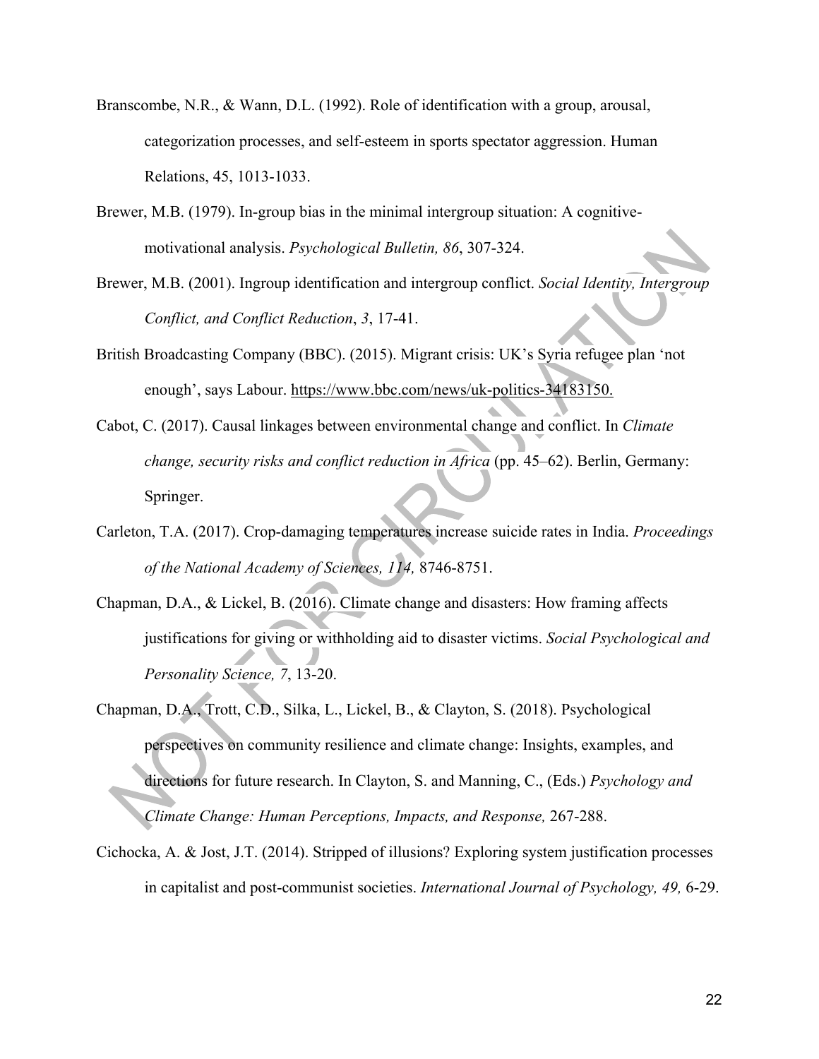Branscombe, N.R., & Wann, D.L. (1992). Role of identification with a group, arousal, categorization processes, and self-esteem in sports spectator aggression. Human Relations, 45, 1013-1033.

Brewer, M.B. (1979). In-group bias in the minimal intergroup situation: A cognitive-motivational analysis. *Psychological Bulletin, 86*, 307-324.

Brewer, M.B. (2001). Ingroup identification and intergroup conflict. *Social Identity, Intergroup Conflict, and Conflict Reduction*, *3*, 17-41.

British Broadcasting Company (BBC). (2015). Migrant crisis: UK's Syria refugee plan 'not enough', says Labour. https://www.bbc.com/news/uk-politics-34183150.

Cabot, C. (2017). Causal linkages between environmental change and conflict. In *Climate change, security risks and conflict reduction in Africa* (pp. 45–62). Berlin, Germany: Springer.

Carleton, T.A. (2017). Crop-damaging temperatures increase suicide rates in India. *Proceedings of the National Academy of Sciences, 114,* 8746-8751.

Chapman, D.A., & Lickel, B. (2016). Climate change and disasters: How framing affects justifications for giving or withholding aid to disaster victims. *Social Psychological and Personality Science, 7*, 13-20.

Chapman, D.A., Trott, C.D., Silka, L., Lickel, B., & Clayton, S. (2018). Psychological perspectives on community resilience and climate change: Insights, examples, and directions for future research. In Clayton, S. and Manning, C., (Eds.) *Psychology and Climate Change: Human Perceptions, Impacts, and Response,* 267-288.

Cichocka, A. & Jost, J.T. (2014). Stripped of illusions? Exploring system justification processes in capitalist and post-communist societies. *International Journal of Psychology, 49,* 6-29.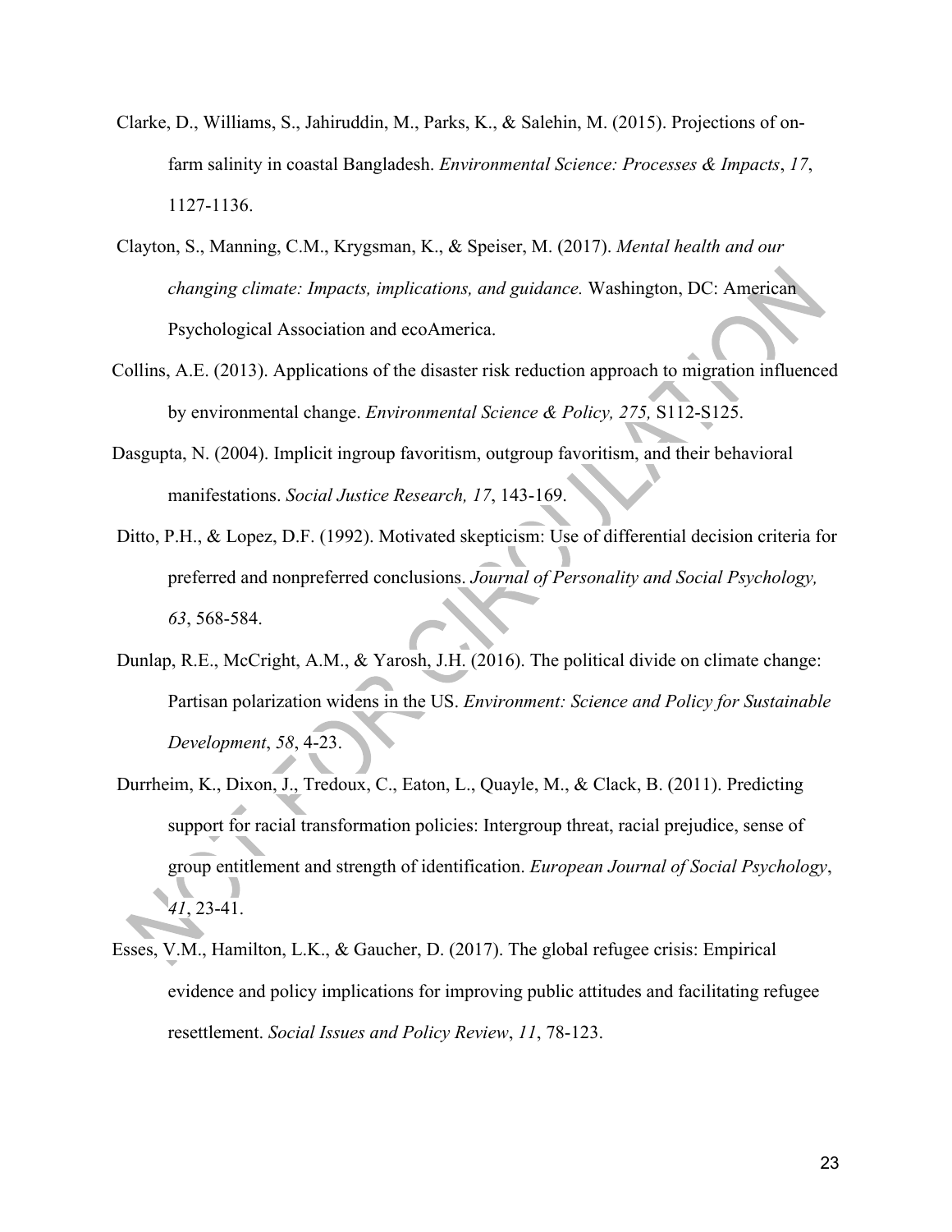Clarke, D., Williams, S., Jahiruddin, M., Parks, K., & Salehin, M. (2015). Projections of on-farm salinity in coastal Bangladesh. *Environmental Science: Processes & Impacts*, *17*, 1127-1136.

Clayton, S., Manning, C.M., Krygsman, K., & Speiser, M. (2017). *Mental health and our changing climate: Impacts, implications, and guidance.* Washington, DC: American Psychological Association and ecoAmerica.

Collins, A.E. (2013). Applications of the disaster risk reduction approach to migration influenced by environmental change. *Environmental Science & Policy, 275,* S112-S125.

Dasgupta, N. (2004). Implicit ingroup favoritism, outgroup favoritism, and their behavioral manifestations. *Social Justice Research, 17*, 143-169.

Ditto, P.H., & Lopez, D.F. (1992). Motivated skepticism: Use of differential decision criteria for preferred and nonpreferred conclusions. *Journal of Personality and Social Psychology, 63*, 568-584.

Dunlap, R.E., McCright, A.M., & Yarosh, J.H. (2016). The political divide on climate change: Partisan polarization widens in the US. *Environment: Science and Policy for Sustainable Development*, *58*, 4-23.

Durrheim, K., Dixon, J., Tredoux, C., Eaton, L., Quayle, M., & Clack, B. (2011). Predicting support for racial transformation policies: Intergroup threat, racial prejudice, sense of group entitlement and strength of identification. *European Journal of Social Psychology*, *41*, 23-41.

Esses, V.M., Hamilton, L.K., & Gaucher, D. (2017). The global refugee crisis: Empirical evidence and policy implications for improving public attitudes and facilitating refugee resettlement. *Social Issues and Policy Review*, *11*, 78-123.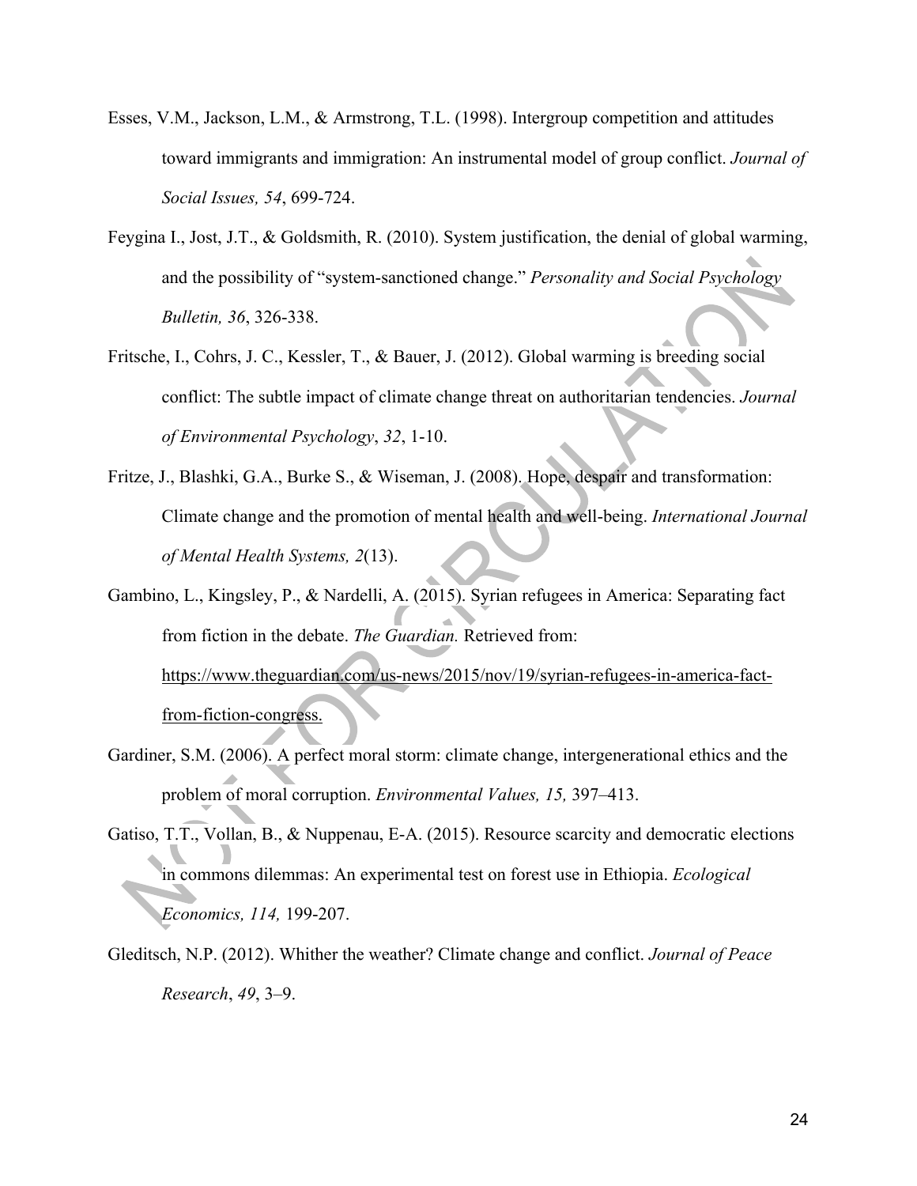Esses, V.M., Jackson, L.M., & Armstrong, T.L. (1998). Intergroup competition and attitudes toward immigrants and immigration: An instrumental model of group conflict. *Journal of Social Issues, 54*, 699-724.

Feygina I., Jost, J.T., & Goldsmith, R. (2010). System justification, the denial of global warming, and the possibility of "system-sanctioned change." *Personality and Social Psychology Bulletin, 36*, 326-338.

Fritsche, I., Cohrs, J. C., Kessler, T., & Bauer, J. (2012). Global warming is breeding social conflict: The subtle impact of climate change threat on authoritarian tendencies. *Journal of Environmental Psychology*, *32*, 1-10.

Fritze, J., Blashki, G.A., Burke S., & Wiseman, J. (2008). Hope, despair and transformation: Climate change and the promotion of mental health and well-being. *International Journal of Mental Health Systems, 2*(13).

Gambino, L., Kingsley, P., & Nardelli, A. (2015). Syrian refugees in America: Separating fact from fiction in the debate. *The Guardian.* Retrieved from: https://www.theguardian.com/us-news/2015/nov/19/syrian-refugees-in-america-fact-from-fiction-congress.

Gardiner, S.M. (2006). A perfect moral storm: climate change, intergenerational ethics and the problem of moral corruption. *Environmental Values, 15,* 397–413.

Gatiso, T.T., Vollan, B., & Nuppenau, E-A. (2015). Resource scarcity and democratic elections in commons dilemmas: An experimental test on forest use in Ethiopia. *Ecological Economics, 114,* 199-207.

Gleditsch, N.P. (2012). Whither the weather? Climate change and conflict. *Journal of Peace Research*, *49*, 3–9.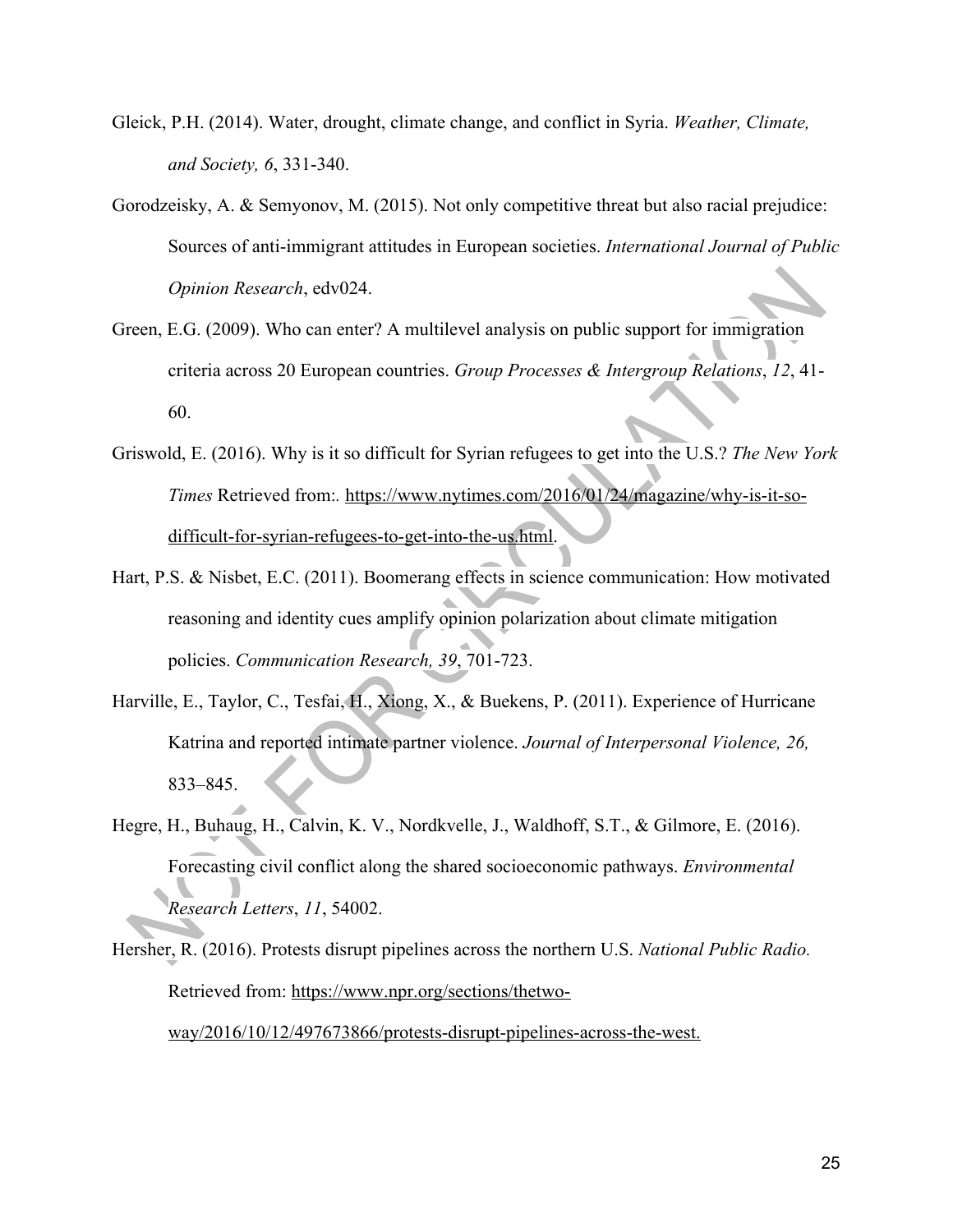Gleick, P.H. (2014). Water, drought, climate change, and conflict in Syria. *Weather, Climate, and Society, 6*, 331-340.

Gorodzeisky, A. & Semyonov, M. (2015). Not only competitive threat but also racial prejudice: Sources of anti-immigrant attitudes in European societies. *International Journal of Public Opinion Research*, edv024.

Green, E.G. (2009). Who can enter? A multilevel analysis on public support for immigration criteria across 20 European countries. *Group Processes & Intergroup Relations*, *12*, 41-60.

Griswold, E. (2016). Why is it so difficult for Syrian refugees to get into the U.S.? *The New York Times* Retrieved from:. https://www.nytimes.com/2016/01/24/magazine/why-is-it-so-difficult-for-syrian-refugees-to-get-into-the-us.html.

Hart, P.S. & Nisbet, E.C. (2011). Boomerang effects in science communication: How motivated reasoning and identity cues amplify opinion polarization about climate mitigation policies. *Communication Research, 39*, 701-723.

Harville, E., Taylor, C., Tesfai, H., Xiong, X., & Buekens, P. (2011). Experience of Hurricane Katrina and reported intimate partner violence. *Journal of Interpersonal Violence, 26,* 833–845.

Hegre, H., Buhaug, H., Calvin, K. V., Nordkvelle, J., Waldhoff, S.T., & Gilmore, E. (2016). Forecasting civil conflict along the shared socioeconomic pathways. *Environmental Research Letters*, *11*, 54002.

Hersher, R. (2016). Protests disrupt pipelines across the northern U.S. *National Public Radio.* Retrieved from: https://www.npr.org/sections/thetwo-way/2016/10/12/497673866/protests-disrupt-pipelines-across-the-west.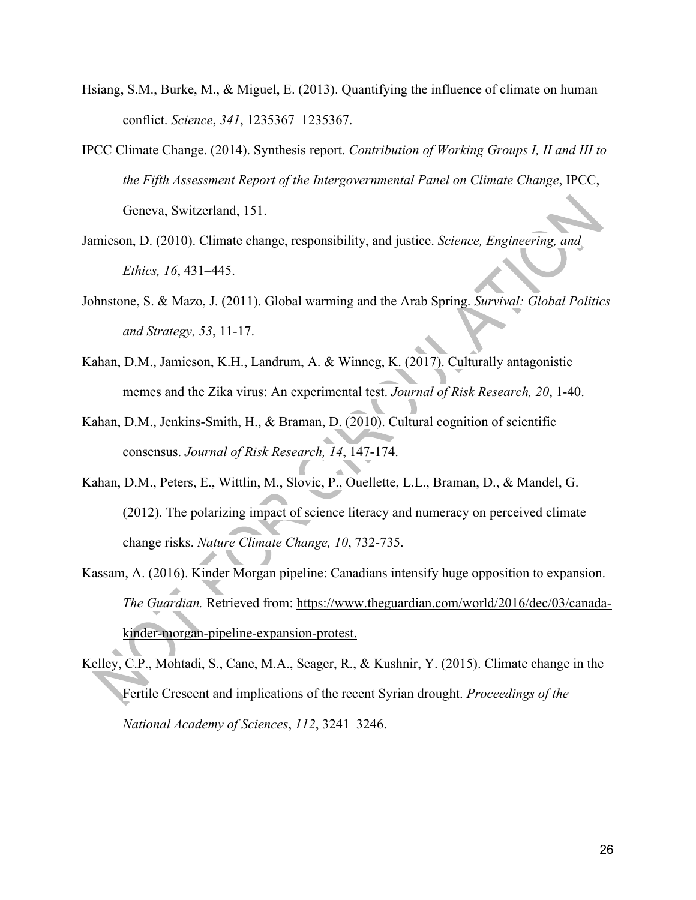Hsiang, S.M., Burke, M., & Miguel, E. (2013). Quantifying the influence of climate on human conflict. *Science*, *341*, 1235367–1235367.

IPCC Climate Change. (2014). Synthesis report. *Contribution of Working Groups I, II and III to the Fifth Assessment Report of the Intergovernmental Panel on Climate Change*, IPCC, Geneva, Switzerland, 151.

Jamieson, D. (2010). Climate change, responsibility, and justice. *Science, Engineering, and Ethics, 16*, 431–445.

Johnstone, S. & Mazo, J. (2011). Global warming and the Arab Spring. *Survival: Global Politics and Strategy, 53*, 11-17.

Kahan, D.M., Jamieson, K.H., Landrum, A. & Winneg, K. (2017). Culturally antagonistic memes and the Zika virus: An experimental test. *Journal of Risk Research, 20*, 1-40.

Kahan, D.M., Jenkins-Smith, H., & Braman, D. (2010). Cultural cognition of scientific consensus. *Journal of Risk Research, 14*, 147-174.

Kahan, D.M., Peters, E., Wittlin, M., Slovic, P., Ouellette, L.L., Braman, D., & Mandel, G. (2012). The polarizing impact of science literacy and numeracy on perceived climate change risks. *Nature Climate Change, 10*, 732-735.

Kassam, A. (2016). Kinder Morgan pipeline: Canadians intensify huge opposition to expansion. *The Guardian.* Retrieved from: https://www.theguardian.com/world/2016/dec/03/canada-kinder-morgan-pipeline-expansion-protest.

Kelley, C.P., Mohtadi, S., Cane, M.A., Seager, R., & Kushnir, Y. (2015). Climate change in the Fertile Crescent and implications of the recent Syrian drought. *Proceedings of the National Academy of Sciences*, *112*, 3241–3246.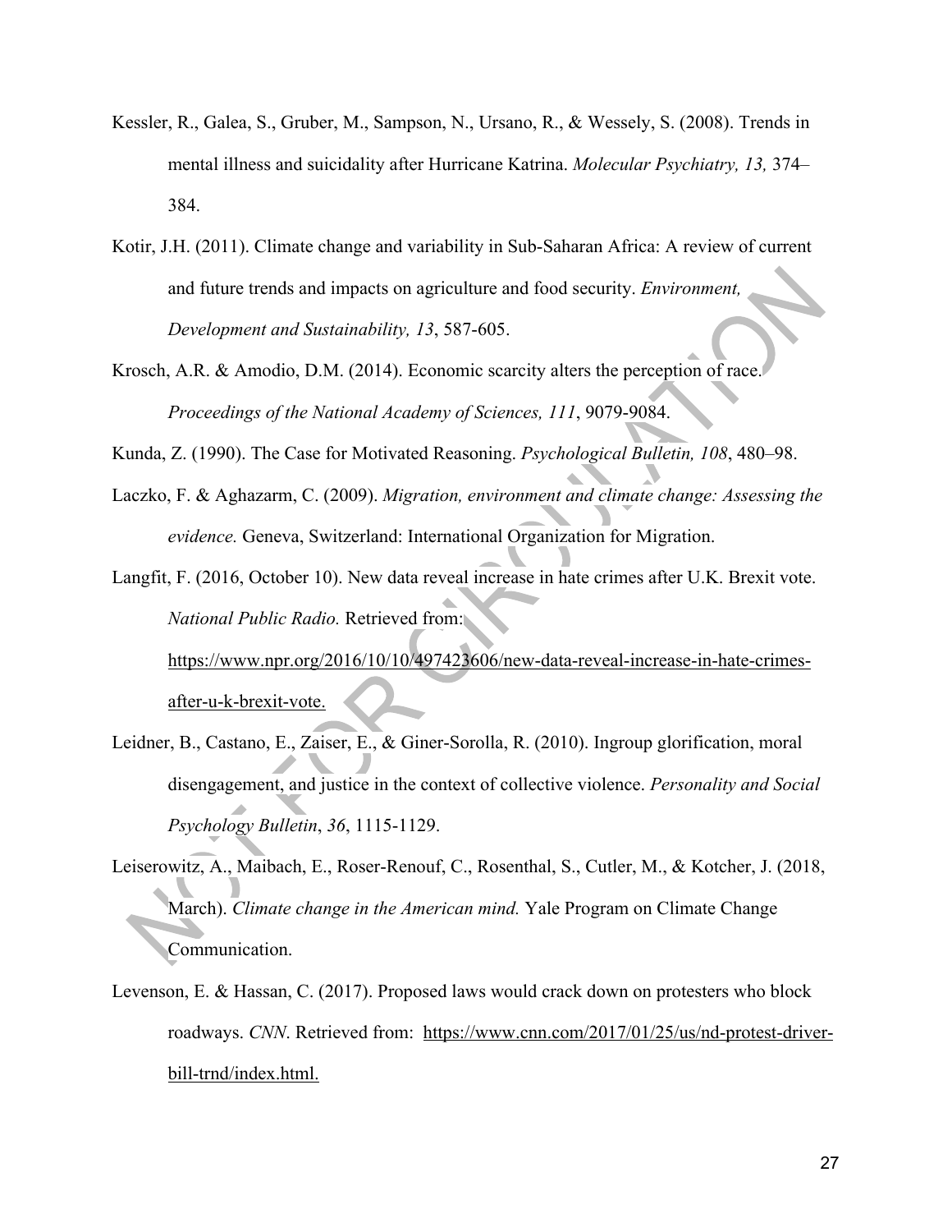Kessler, R., Galea, S., Gruber, M., Sampson, N., Ursano, R., & Wessely, S. (2008). Trends in mental illness and suicidality after Hurricane Katrina. *Molecular Psychiatry, 13,* 374–384.

Kotir, J.H. (2011). Climate change and variability in Sub-Saharan Africa: A review of current and future trends and impacts on agriculture and food security. *Environment, Development and Sustainability, 13*, 587-605.

Krosch, A.R. & Amodio, D.M. (2014). Economic scarcity alters the perception of race. *Proceedings of the National Academy of Sciences, 111*, 9079-9084.

Kunda, Z. (1990). The Case for Motivated Reasoning. *Psychological Bulletin, 108*, 480–98.

Laczko, F. & Aghazarm, C. (2009). *Migration, environment and climate change: Assessing the evidence.* Geneva, Switzerland: International Organization for Migration.

Langfit, F. (2016, October 10). New data reveal increase in hate crimes after U.K. Brexit vote. *National Public Radio.* Retrieved from: https://www.npr.org/2016/10/10/497423606/new-data-reveal-increase-in-hate-crimes-after-u-k-brexit-vote.

Leidner, B., Castano, E., Zaiser, E., & Giner-Sorolla, R. (2010). Ingroup glorification, moral disengagement, and justice in the context of collective violence. *Personality and Social Psychology Bulletin*, *36*, 1115-1129.

Leiserowitz, A., Maibach, E., Roser-Renouf, C., Rosenthal, S., Cutler, M., & Kotcher, J. (2018, March). *Climate change in the American mind.* Yale Program on Climate Change Communication.

Levenson, E. & Hassan, C. (2017). Proposed laws would crack down on protesters who block roadways. *CNN*. Retrieved from: https://www.cnn.com/2017/01/25/us/nd-protest-driver-bill-trnd/index.html.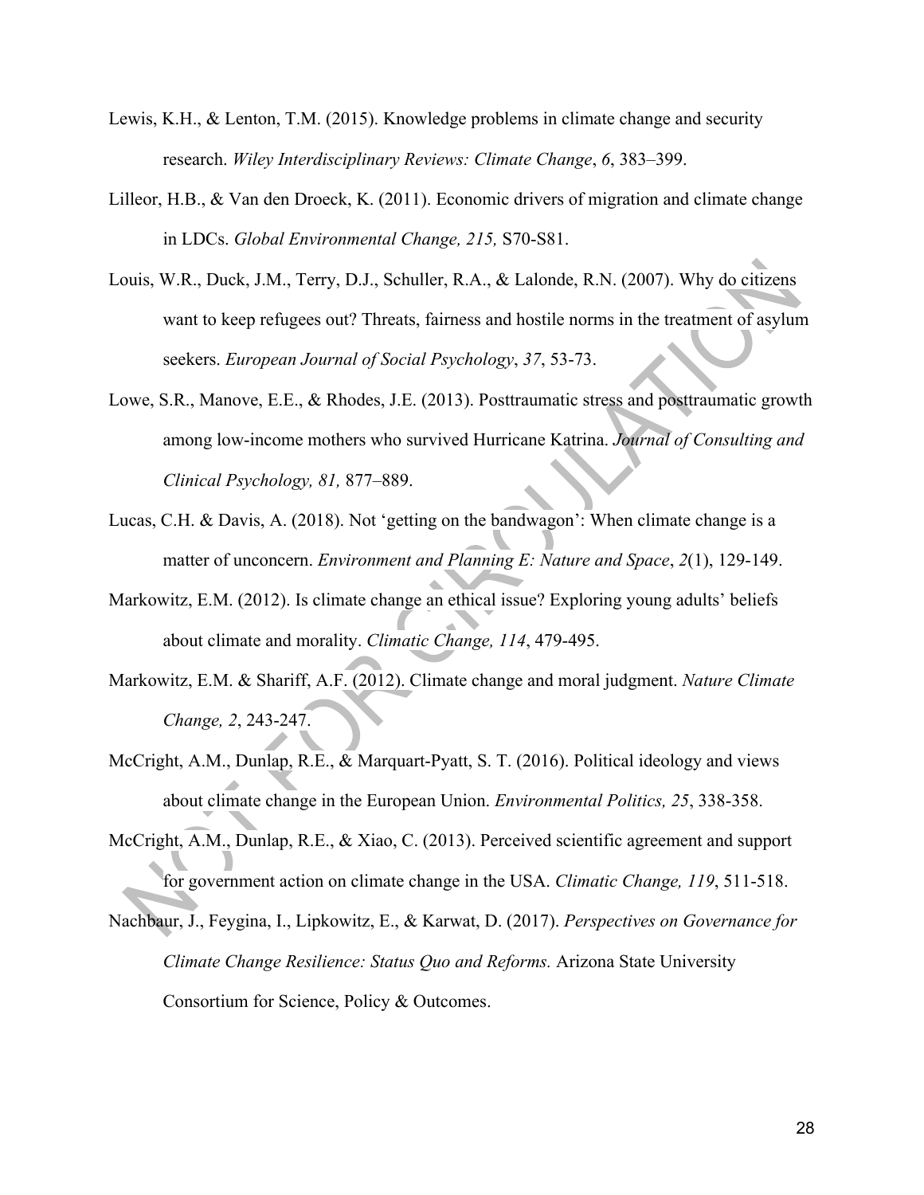Lewis, K.H., & Lenton, T.M. (2015). Knowledge problems in climate change and security research. *Wiley Interdisciplinary Reviews: Climate Change*, *6*, 383–399.

Lilleor, H.B., & Van den Droeck, K. (2011). Economic drivers of migration and climate change in LDCs. *Global Environmental Change, 215,* S70-S81.

Louis, W.R., Duck, J.M., Terry, D.J., Schuller, R.A., & Lalonde, R.N. (2007). Why do citizens want to keep refugees out? Threats, fairness and hostile norms in the treatment of asylum seekers. *European Journal of Social Psychology*, *37*, 53-73.

Lowe, S.R., Manove, E.E., & Rhodes, J.E. (2013). Posttraumatic stress and posttraumatic growth among low-income mothers who survived Hurricane Katrina. *Journal of Consulting and Clinical Psychology, 81,* 877–889.

Lucas, C.H. & Davis, A. (2018). Not 'getting on the bandwagon': When climate change is a matter of unconcern. *Environment and Planning E: Nature and Space*, *2*(1), 129-149.

Markowitz, E.M. (2012). Is climate change an ethical issue? Exploring young adults' beliefs about climate and morality. *Climatic Change, 114*, 479-495.

Markowitz, E.M. & Shariff, A.F. (2012). Climate change and moral judgment. *Nature Climate Change, 2*, 243-247.

McCright, A.M., Dunlap, R.E., & Marquart-Pyatt, S. T. (2016). Political ideology and views about climate change in the European Union. *Environmental Politics, 25*, 338-358.

McCright, A.M., Dunlap, R.E., & Xiao, C. (2013). Perceived scientific agreement and support for government action on climate change in the USA. *Climatic Change, 119*, 511-518.

Nachbaur, J., Feygina, I., Lipkowitz, E., & Karwat, D. (2017). *Perspectives on Governance for Climate Change Resilience: Status Quo and Reforms.* Arizona State University Consortium for Science, Policy & Outcomes.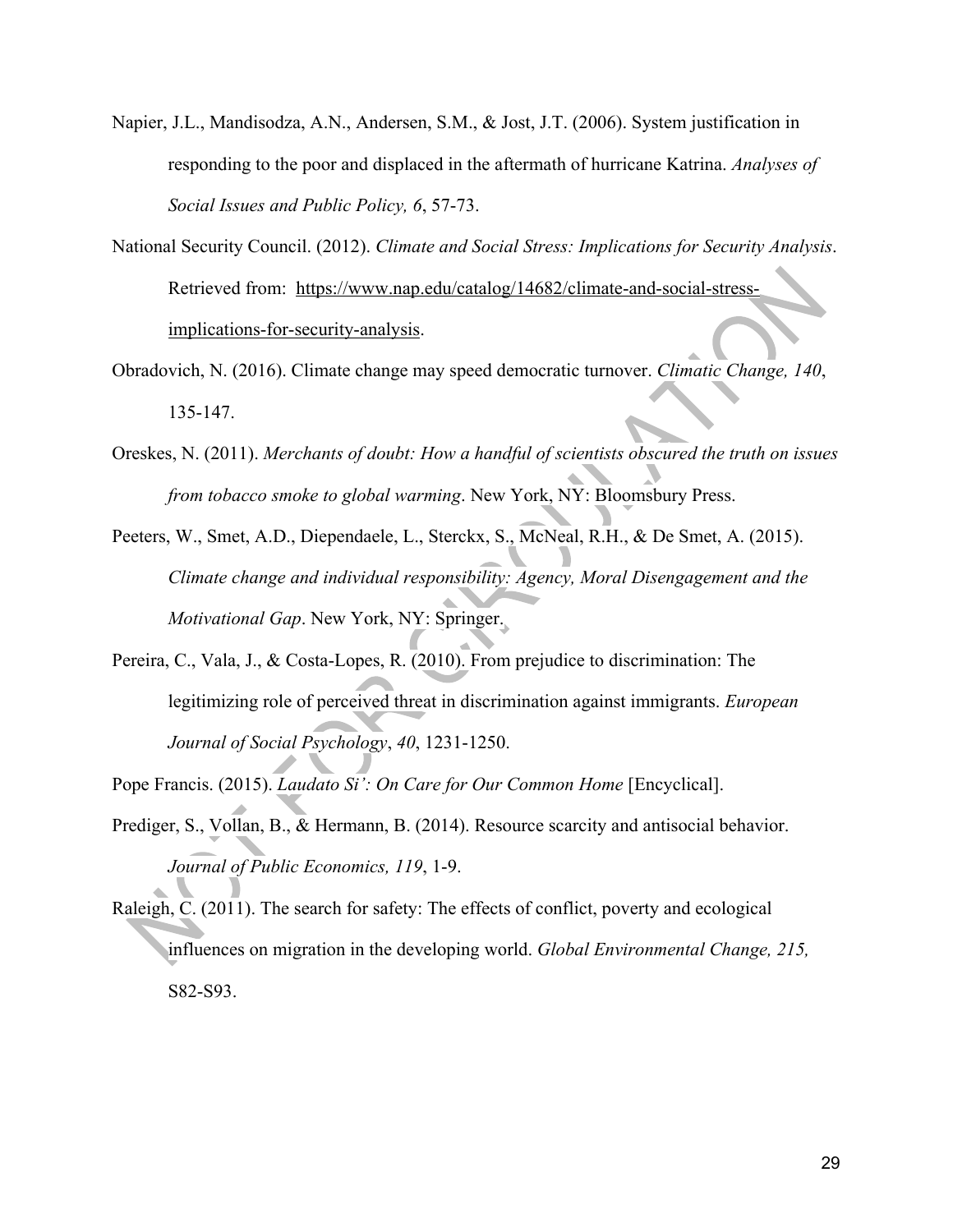Napier, J.L., Mandisodza, A.N., Andersen, S.M., & Jost, J.T. (2006). System justification in responding to the poor and displaced in the aftermath of hurricane Katrina. *Analyses of Social Issues and Public Policy, 6*, 57-73.

National Security Council. (2012). *Climate and Social Stress: Implications for Security Analysis*. Retrieved from: https://www.nap.edu/catalog/14682/climate-and-social-stress-implications-for-security-analysis.

Obradovich, N. (2016). Climate change may speed democratic turnover. *Climatic Change, 140*, 135-147.

Oreskes, N. (2011). *Merchants of doubt: How a handful of scientists obscured the truth on issues from tobacco smoke to global warming*. New York, NY: Bloomsbury Press.

Peeters, W., Smet, A.D., Diependaele, L., Sterckx, S., McNeal, R.H., & De Smet, A. (2015). *Climate change and individual responsibility: Agency, Moral Disengagement and the Motivational Gap*. New York, NY: Springer.

Pereira, C., Vala, J., & Costa-Lopes, R. (2010). From prejudice to discrimination: The legitimizing role of perceived threat in discrimination against immigrants. *European Journal of Social Psychology*, *40*, 1231-1250.

Pope Francis. (2015). *Laudato Si': On Care for Our Common Home* [Encyclical].

Prediger, S., Vollan, B., & Hermann, B. (2014). Resource scarcity and antisocial behavior. *Journal of Public Economics, 119*, 1-9.

Raleigh, C. (2011). The search for safety: The effects of conflict, poverty and ecological influences on migration in the developing world. *Global Environmental Change, 215,* S82-S93.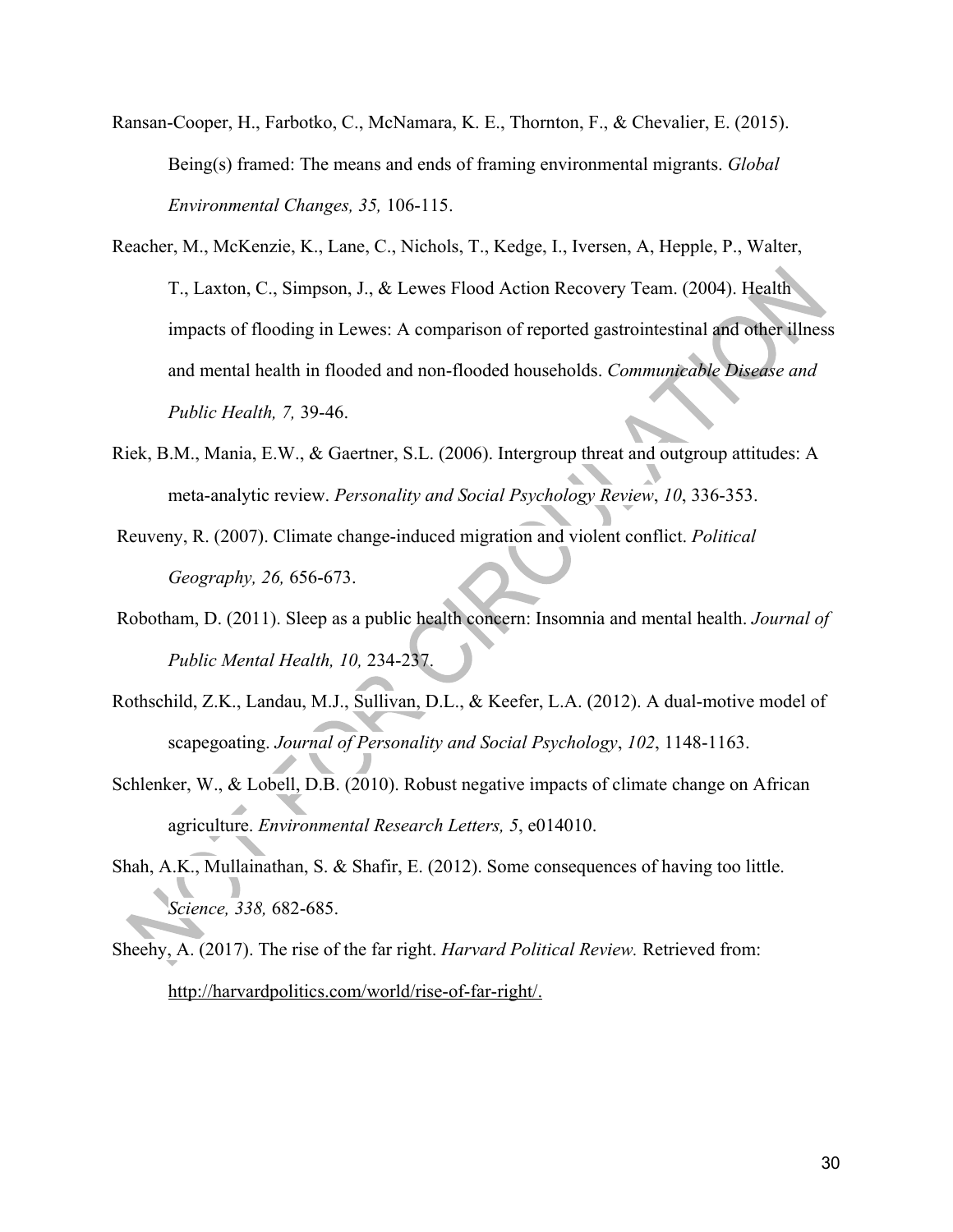Ransan-Cooper, H., Farbotko, C., McNamara, K. E., Thornton, F., & Chevalier, E. (2015). Being(s) framed: The means and ends of framing environmental migrants. *Global Environmental Changes, 35,* 106-115.

Reacher, M., McKenzie, K., Lane, C., Nichols, T., Kedge, I., Iversen, A, Hepple, P., Walter, T., Laxton, C., Simpson, J., & Lewes Flood Action Recovery Team. (2004). Health impacts of flooding in Lewes: A comparison of reported gastrointestinal and other illness and mental health in flooded and non-flooded households. *Communicable Disease and Public Health, 7,* 39-46.

Riek, B.M., Mania, E.W., & Gaertner, S.L. (2006). Intergroup threat and outgroup attitudes: A meta-analytic review. *Personality and Social Psychology Review*, *10*, 336-353.

Reuveny, R. (2007). Climate change-induced migration and violent conflict. *Political Geography, 26,* 656-673.

Robotham, D. (2011). Sleep as a public health concern: Insomnia and mental health. *Journal of Public Mental Health, 10,* 234-237.

Rothschild, Z.K., Landau, M.J., Sullivan, D.L., & Keefer, L.A. (2012). A dual-motive model of scapegoating. *Journal of Personality and Social Psychology*, *102*, 1148-1163.

Schlenker, W., & Lobell, D.B. (2010). Robust negative impacts of climate change on African agriculture. *Environmental Research Letters, 5*, e014010.

Shah, A.K., Mullainathan, S. & Shafir, E. (2012). Some consequences of having too little. *Science, 338,* 682-685.

Sheehy, A. (2017). The rise of the far right. *Harvard Political Review.* Retrieved from: http://harvardpolitics.com/world/rise-of-far-right/.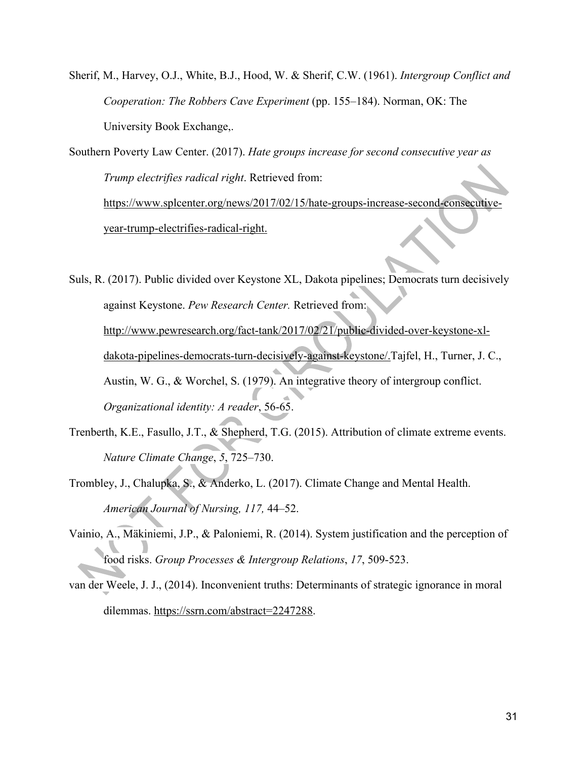Sherif, M., Harvey, O.J., White, B.J., Hood, W. & Sherif, C.W. (1961). *Intergroup Conflict and Cooperation: The Robbers Cave Experiment* (pp. 155–184). Norman, OK: The University Book Exchange,.

Southern Poverty Law Center. (2017). *Hate groups increase for second consecutive year as Trump electrifies radical right*. Retrieved from: https://www.splcenter.org/news/2017/02/15/hate-groups-increase-second-consecutive-year-trump-electrifies-radical-right.

Suls, R. (2017). Public divided over Keystone XL, Dakota pipelines; Democrats turn decisively against Keystone. *Pew Research Center.* Retrieved from: http://www.pewresearch.org/fact-tank/2017/02/21/public-divided-over-keystone-xl-dakota-pipelines-democrats-turn-decisively-against-keystone/.Tajfel, H., Turner, J. C., Austin, W. G., & Worchel, S. (1979). An integrative theory of intergroup conflict. *Organizational identity: A reader*, 56-65.

Trenberth, K.E., Fasullo, J.T., & Shepherd, T.G. (2015). Attribution of climate extreme events. *Nature Climate Change*, *5*, 725–730.

Trombley, J., Chalupka, S., & Anderko, L. (2017). Climate Change and Mental Health. *American Journal of Nursing, 117,* 44–52.

Vainio, A., Mäkiniemi, J.P., & Paloniemi, R. (2014). System justification and the perception of food risks. *Group Processes & Intergroup Relations*, *17*, 509-523.

van der Weele, J. J., (2014). Inconvenient truths: Determinants of strategic ignorance in moral dilemmas. https://ssrn.com/abstract=2247288.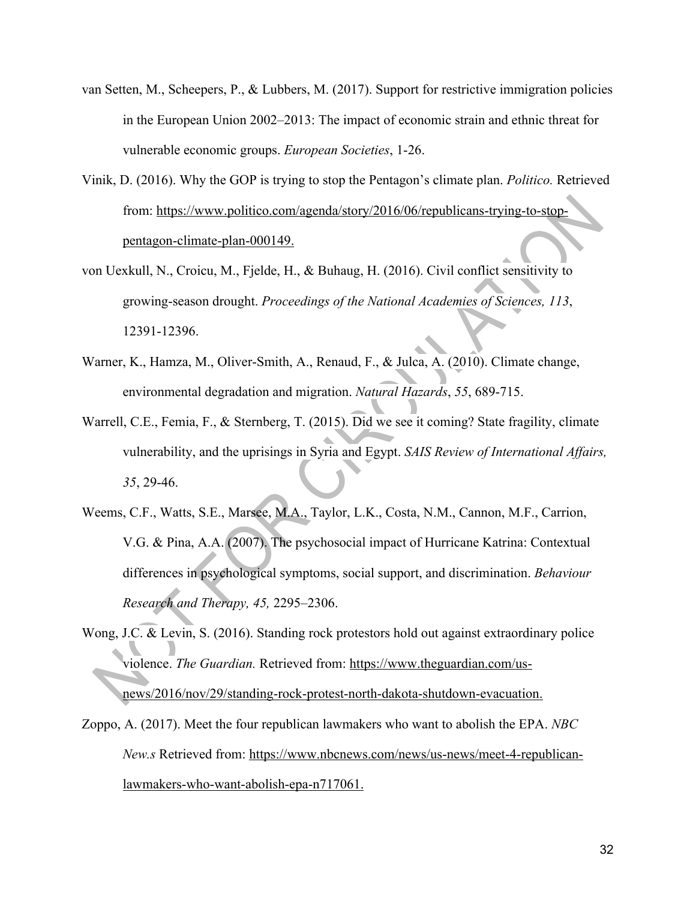van Setten, M., Scheepers, P., & Lubbers, M. (2017). Support for restrictive immigration policies in the European Union 2002–2013: The impact of economic strain and ethnic threat for vulnerable economic groups. *European Societies*, 1-26.

Vinik, D. (2016). Why the GOP is trying to stop the Pentagon's climate plan. *Politico.* Retrieved from: https://www.politico.com/agenda/story/2016/06/republicans-trying-to-stop-pentagon-climate-plan-000149.

von Uexkull, N., Croicu, M., Fjelde, H., & Buhaug, H. (2016). Civil conflict sensitivity to growing-season drought. *Proceedings of the National Academies of Sciences, 113*, 12391-12396.

Warner, K., Hamza, M., Oliver-Smith, A., Renaud, F., & Julca, A. (2010). Climate change, environmental degradation and migration. *Natural Hazards*, *55*, 689-715.

Warrell, C.E., Femia, F., & Sternberg, T. (2015). Did we see it coming? State fragility, climate vulnerability, and the uprisings in Syria and Egypt. *SAIS Review of International Affairs, 35*, 29-46.

Weems, C.F., Watts, S.E., Marsee, M.A., Taylor, L.K., Costa, N.M., Cannon, M.F., Carrion, V.G. & Pina, A.A. (2007). The psychosocial impact of Hurricane Katrina: Contextual differences in psychological symptoms, social support, and discrimination. *Behaviour Research and Therapy, 45,* 2295–2306.

Wong, J.C. & Levin, S. (2016). Standing rock protestors hold out against extraordinary police violence. *The Guardian.* Retrieved from: https://www.theguardian.com/us-news/2016/nov/29/standing-rock-protest-north-dakota-shutdown-evacuation.

Zoppo, A. (2017). Meet the four republican lawmakers who want to abolish the EPA. *NBC New.s* Retrieved from: https://www.nbcnews.com/news/us-news/meet-4-republican-lawmakers-who-want-abolish-epa-n717061.